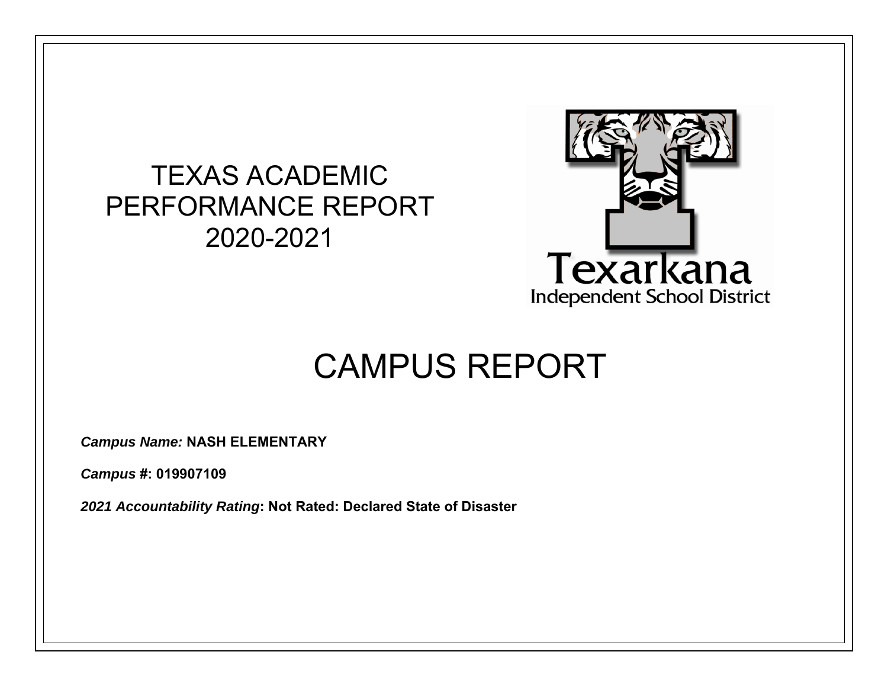# TEXAS ACADEMIC PERFORMANCE REPORT 2020-2021

Texarkana
Independent School District

# CAMPUS REPORT

***Campus Name:*** **NASH ELEMENTARY**

***Campus #*****: 019907109**

***2021 Accountability Rating*****: Not Rated: Declared State of Disaster**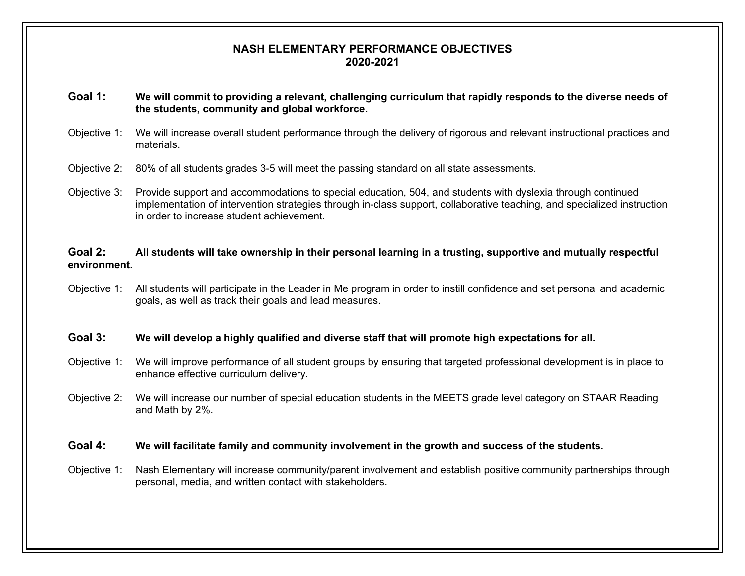# NASH ELEMENTARY PERFORMANCE OBJECTIVES
## 2020-2021

**Goal 1:** **We will commit to providing a relevant, challenging curriculum that rapidly responds to the diverse needs of the students, community and global workforce.**

Objective 1: We will increase overall student performance through the delivery of rigorous and relevant instructional practices and materials.

Objective 2: 80% of all students grades 3-5 will meet the passing standard on all state assessments.

Objective 3: Provide support and accommodations to special education, 504, and students with dyslexia through continued implementation of intervention strategies through in-class support, collaborative teaching, and specialized instruction in order to increase student achievement.

**Goal 2:** **All students will take ownership in their personal learning in a trusting, supportive and mutually respectful environment.**

Objective 1: All students will participate in the Leader in Me program in order to instill confidence and set personal and academic goals, as well as track their goals and lead measures.

**Goal 3:** **We will develop a highly qualified and diverse staff that will promote high expectations for all.**

Objective 1: We will improve performance of all student groups by ensuring that targeted professional development is in place to enhance effective curriculum delivery.

Objective 2: We will increase our number of special education students in the MEETS grade level category on STAAR Reading and Math by 2%.

**Goal 4:** **We will facilitate family and community involvement in the growth and success of the students.**

Objective 1: Nash Elementary will increase community/parent involvement and establish positive community partnerships through personal, media, and written contact with stakeholders.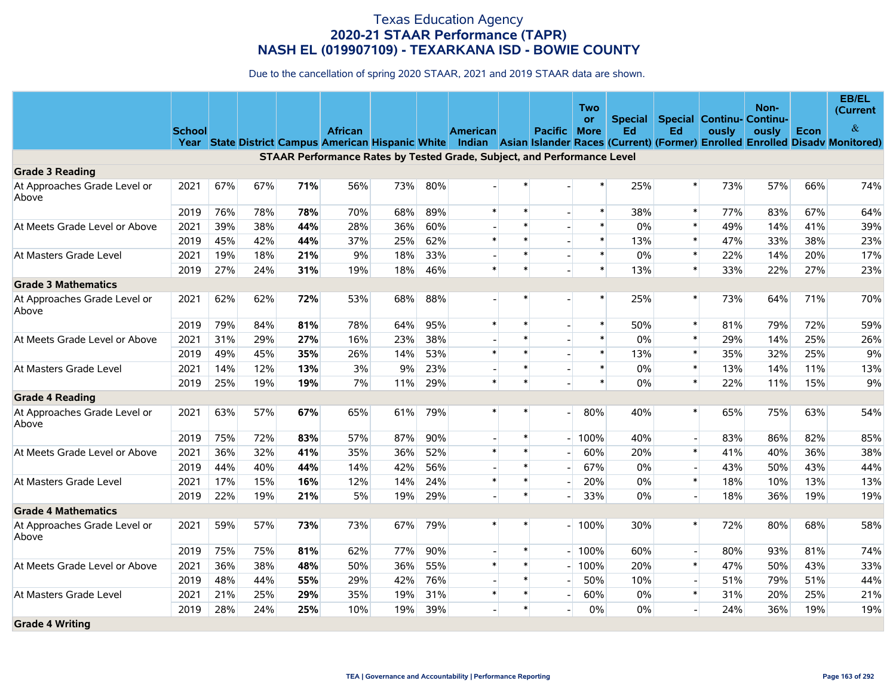# Texas Education Agency
## 2020-21 STAAR Performance (TAPR)
## NASH EL (019907109) - TEXARKANA ISD - BOWIE COUNTY

Due to the cancellation of spring 2020 STAAR, 2021 and 2019 STAAR data are shown.

| | School Year | State | District | Campus | African American | Hispanic | White | American Indian | Asian | Pacific Islander | Two or More Races | Special Ed (Current) | Special Ed (Former) | Continuously Enrolled | Non-Continuously Enrolled | Econ Disadv | EB/EL (Current & Monitored) |
|---|---|---|---|---|---|---|---|---|---|---|---|---|---|---|---|---|---|
| **STAAR Performance Rates by Tested Grade, Subject, and Performance Level** | | | | | | | | | | | | | | | | | |
| **Grade 3 Reading** | | | | | | | | | | | | | | | | | |
| At Approaches Grade Level or Above | 2021 | 67% | 67% | **71%** | 56% | 73% | 80% | - | * | - | * | 25% | * | 73% | 57% | 66% | 74% |
| | 2019 | 76% | 78% | **78%** | 70% | 68% | 89% | * | * | - | * | 38% | * | 77% | 83% | 67% | 64% |
| At Meets Grade Level or Above | 2021 | 39% | 38% | **44%** | 28% | 36% | 60% | - | * | - | * | 0% | * | 49% | 14% | 41% | 39% |
| | 2019 | 45% | 42% | **44%** | 37% | 25% | 62% | * | * | - | * | 13% | * | 47% | 33% | 38% | 23% |
| At Masters Grade Level | 2021 | 19% | 18% | **21%** | 9% | 18% | 33% | - | * | - | * | 0% | * | 22% | 14% | 20% | 17% |
| | 2019 | 27% | 24% | **31%** | 19% | 18% | 46% | * | * | - | * | 13% | * | 33% | 22% | 27% | 23% |
| **Grade 3 Mathematics** | | | | | | | | | | | | | | | | | |
| At Approaches Grade Level or Above | 2021 | 62% | 62% | **72%** | 53% | 68% | 88% | - | * | - | * | 25% | * | 73% | 64% | 71% | 70% |
| | 2019 | 79% | 84% | **81%** | 78% | 64% | 95% | * | * | - | * | 50% | * | 81% | 79% | 72% | 59% |
| At Meets Grade Level or Above | 2021 | 31% | 29% | **27%** | 16% | 23% | 38% | - | * | - | * | 0% | * | 29% | 14% | 25% | 26% |
| | 2019 | 49% | 45% | **35%** | 26% | 14% | 53% | * | * | - | * | 13% | * | 35% | 32% | 25% | 9% |
| At Masters Grade Level | 2021 | 14% | 12% | **13%** | 3% | 9% | 23% | - | * | - | * | 0% | * | 13% | 14% | 11% | 13% |
| | 2019 | 25% | 19% | **19%** | 7% | 11% | 29% | * | * | - | * | 0% | * | 22% | 11% | 15% | 9% |
| **Grade 4 Reading** | | | | | | | | | | | | | | | | | |
| At Approaches Grade Level or Above | 2021 | 63% | 57% | **67%** | 65% | 61% | 79% | * | * | - | 80% | 40% | * | 65% | 75% | 63% | 54% |
| | 2019 | 75% | 72% | **83%** | 57% | 87% | 90% | - | * | - | 100% | 40% | - | 83% | 86% | 82% | 85% |
| At Meets Grade Level or Above | 2021 | 36% | 32% | **41%** | 35% | 36% | 52% | * | * | - | 60% | 20% | * | 41% | 40% | 36% | 38% |
| | 2019 | 44% | 40% | **44%** | 14% | 42% | 56% | - | * | - | 67% | 0% | - | 43% | 50% | 43% | 44% |
| At Masters Grade Level | 2021 | 17% | 15% | **16%** | 12% | 14% | 24% | * | * | - | 20% | 0% | * | 18% | 10% | 13% | 13% |
| | 2019 | 22% | 19% | **21%** | 5% | 19% | 29% | - | * | - | 33% | 0% | - | 18% | 36% | 19% | 19% |
| **Grade 4 Mathematics** | | | | | | | | | | | | | | | | | |
| At Approaches Grade Level or Above | 2021 | 59% | 57% | **73%** | 73% | 67% | 79% | * | * | - | 100% | 30% | * | 72% | 80% | 68% | 58% |
| | 2019 | 75% | 75% | **81%** | 62% | 77% | 90% | - | * | - | 100% | 60% | - | 80% | 93% | 81% | 74% |
| At Meets Grade Level or Above | 2021 | 36% | 38% | **48%** | 50% | 36% | 55% | * | * | - | 100% | 20% | * | 47% | 50% | 43% | 33% |
| | 2019 | 48% | 44% | **55%** | 29% | 42% | 76% | - | * | - | 50% | 10% | - | 51% | 79% | 51% | 44% |
| At Masters Grade Level | 2021 | 21% | 25% | **29%** | 35% | 19% | 31% | * | * | - | 60% | 0% | * | 31% | 20% | 25% | 21% |
| | 2019 | 28% | 24% | **25%** | 10% | 19% | 39% | - | * | - | 0% | 0% | - | 24% | 36% | 19% | 19% |
| **Grade 4 Writing** | | | | | | | | | | | | | | | | | |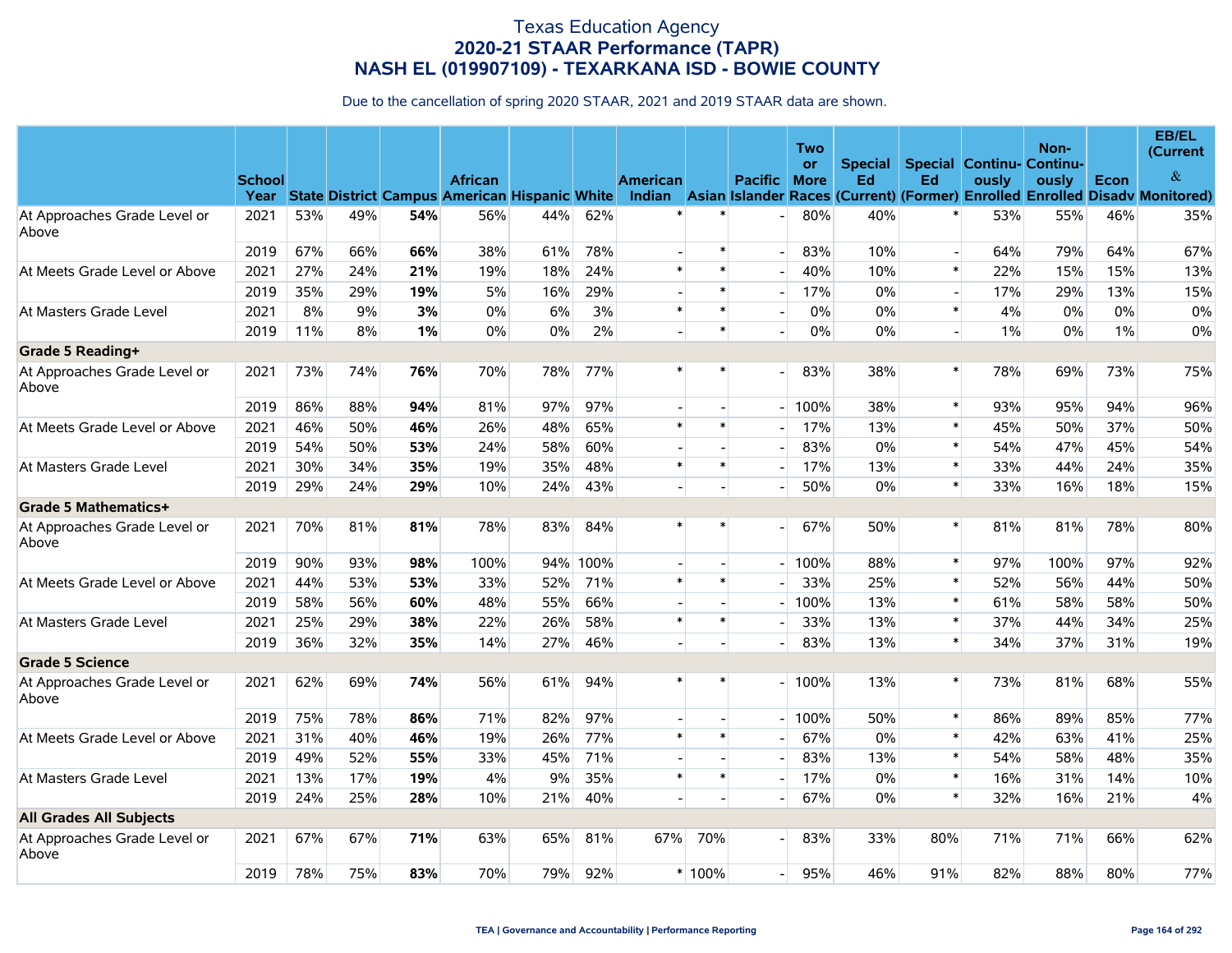# Texas Education Agency
## 2020-21 STAAR Performance (TAPR)
## NASH EL (019907109) - TEXARKANA ISD - BOWIE COUNTY

Due to the cancellation of spring 2020 STAAR, 2021 and 2019 STAAR data are shown.

| | School Year | State | District | Campus | African American | Hispanic | White | American Indian | Asian | Pacific Islander | Two or More Races | Special Ed (Current) | Special Ed (Former) | Continuously Enrolled | Non-Continuously Enrolled | Econ Disadv | EB/EL (Current & Monitored) |
|---|---|---|---|---|---|---|---|---|---|---|---|---|---|---|---|---|---|
| At Approaches Grade Level or Above | 2021 | 53% | 49% | **54%** | 56% | 44% | 62% | * | * | - | 80% | 40% | * | 53% | 55% | 46% | 35% |
| | 2019 | 67% | 66% | **66%** | 38% | 61% | 78% | - | * | - | 83% | 10% | - | 64% | 79% | 64% | 67% |
| At Meets Grade Level or Above | 2021 | 27% | 24% | **21%** | 19% | 18% | 24% | * | * | - | 40% | 10% | * | 22% | 15% | 15% | 13% |
| | 2019 | 35% | 29% | **19%** | 5% | 16% | 29% | - | * | - | 17% | 0% | - | 17% | 29% | 13% | 15% |
| At Masters Grade Level | 2021 | 8% | 9% | **3%** | 0% | 6% | 3% | * | * | - | 0% | 0% | * | 4% | 0% | 0% | 0% |
| | 2019 | 11% | 8% | **1%** | 0% | 0% | 2% | - | * | - | 0% | 0% | - | 1% | 0% | 1% | 0% |
| **Grade 5 Reading+** | | | | | | | | | | | | | | | | | |
| At Approaches Grade Level or Above | 2021 | 73% | 74% | **76%** | 70% | 78% | 77% | * | * | - | 83% | 38% | * | 78% | 69% | 73% | 75% |
| | 2019 | 86% | 88% | **94%** | 81% | 97% | 97% | - | - | - | 100% | 38% | * | 93% | 95% | 94% | 96% |
| At Meets Grade Level or Above | 2021 | 46% | 50% | **46%** | 26% | 48% | 65% | * | * | - | 17% | 13% | * | 45% | 50% | 37% | 50% |
| | 2019 | 54% | 50% | **53%** | 24% | 58% | 60% | - | - | - | 83% | 0% | * | 54% | 47% | 45% | 54% |
| At Masters Grade Level | 2021 | 30% | 34% | **35%** | 19% | 35% | 48% | * | * | - | 17% | 13% | * | 33% | 44% | 24% | 35% |
| | 2019 | 29% | 24% | **29%** | 10% | 24% | 43% | - | - | - | 50% | 0% | * | 33% | 16% | 18% | 15% |
| **Grade 5 Mathematics+** | | | | | | | | | | | | | | | | | |
| At Approaches Grade Level or Above | 2021 | 70% | 81% | **81%** | 78% | 83% | 84% | * | * | - | 67% | 50% | * | 81% | 81% | 78% | 80% |
| | 2019 | 90% | 93% | **98%** | 100% | 94% | 100% | - | - | - | 100% | 88% | * | 97% | 100% | 97% | 92% |
| At Meets Grade Level or Above | 2021 | 44% | 53% | **53%** | 33% | 52% | 71% | * | * | - | 33% | 25% | * | 52% | 56% | 44% | 50% |
| | 2019 | 58% | 56% | **60%** | 48% | 55% | 66% | - | - | - | 100% | 13% | * | 61% | 58% | 58% | 50% |
| At Masters Grade Level | 2021 | 25% | 29% | **38%** | 22% | 26% | 58% | * | * | - | 33% | 13% | * | 37% | 44% | 34% | 25% |
| | 2019 | 36% | 32% | **35%** | 14% | 27% | 46% | - | - | - | 83% | 13% | * | 34% | 37% | 31% | 19% |
| **Grade 5 Science** | | | | | | | | | | | | | | | | | |
| At Approaches Grade Level or Above | 2021 | 62% | 69% | **74%** | 56% | 61% | 94% | * | * | - | 100% | 13% | * | 73% | 81% | 68% | 55% |
| | 2019 | 75% | 78% | **86%** | 71% | 82% | 97% | - | - | - | 100% | 50% | * | 86% | 89% | 85% | 77% |
| At Meets Grade Level or Above | 2021 | 31% | 40% | **46%** | 19% | 26% | 77% | * | * | - | 67% | 0% | * | 42% | 63% | 41% | 25% |
| | 2019 | 49% | 52% | **55%** | 33% | 45% | 71% | - | - | - | 83% | 13% | * | 54% | 58% | 48% | 35% |
| At Masters Grade Level | 2021 | 13% | 17% | **19%** | 4% | 9% | 35% | * | * | - | 17% | 0% | * | 16% | 31% | 14% | 10% |
| | 2019 | 24% | 25% | **28%** | 10% | 21% | 40% | - | - | - | 67% | 0% | * | 32% | 16% | 21% | 4% |
| **All Grades All Subjects** | | | | | | | | | | | | | | | | | |
| At Approaches Grade Level or Above | 2021 | 67% | 67% | **71%** | 63% | 65% | 81% | 67% | 70% | - | 83% | 33% | 80% | 71% | 71% | 66% | 62% |
| | 2019 | 78% | 75% | **83%** | 70% | 79% | 92% | * | 100% | - | 95% | 46% | 91% | 82% | 88% | 80% | 77% |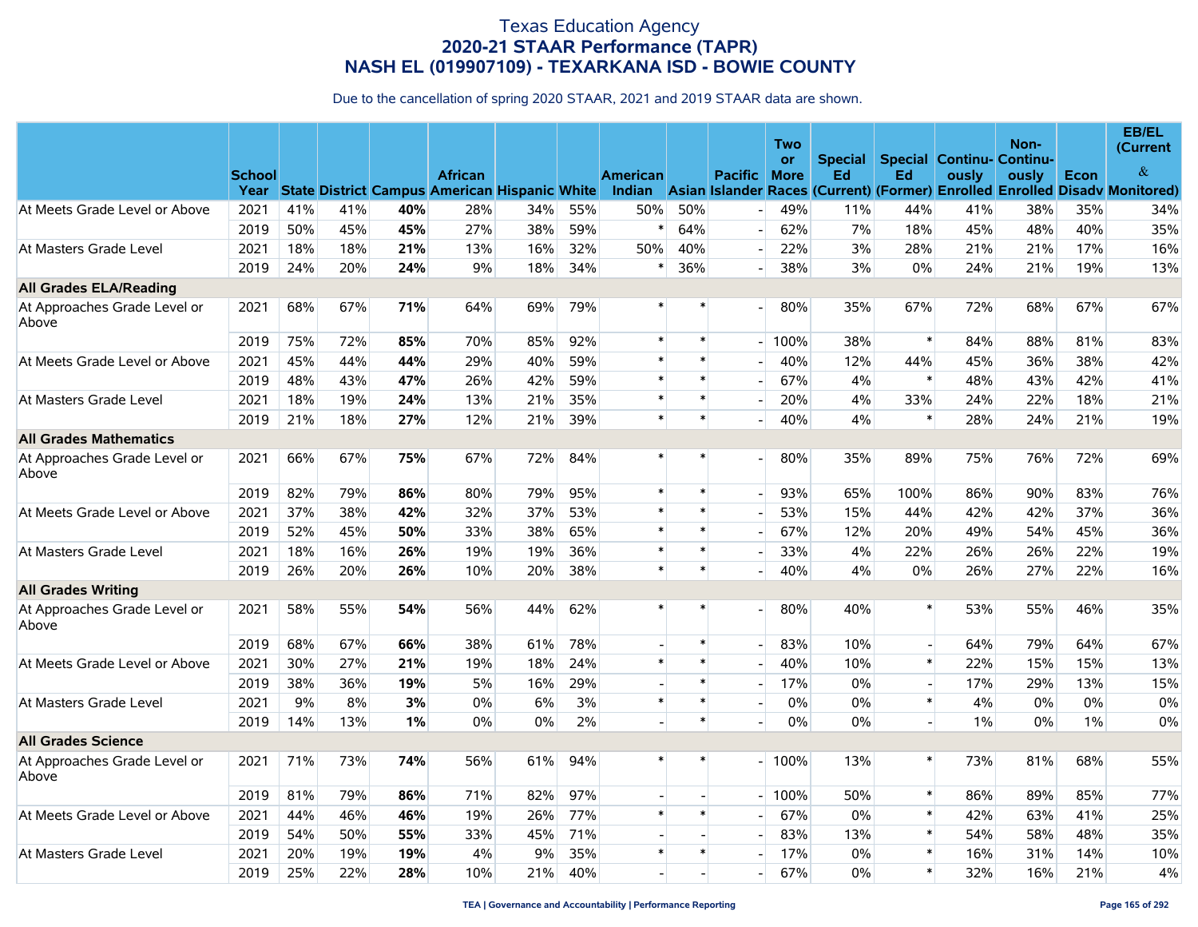# Texas Education Agency
## 2020-21 STAAR Performance (TAPR)
## NASH EL (019907109) - TEXARKANA ISD - BOWIE COUNTY

Due to the cancellation of spring 2020 STAAR, 2021 and 2019 STAAR data are shown.

| | School Year | State | District | Campus | African American | Hispanic | White | American Indian | Asian | Pacific Islander | Two or More Races | Special Ed (Current) | Special Ed (Former) | Continuously Enrolled | Non-Continuously Enrolled | Econ Disadv | EB/EL (Current & Monitored) |
|---|---|---|---|---|---|---|---|---|---|---|---|---|---|---|---|---|---|
| At Meets Grade Level or Above | 2021 | 41% | 41% | **40%** | 28% | 34% | 55% | 50% | 50% | - | 49% | 11% | 44% | 41% | 38% | 35% | 34% |
| | 2019 | 50% | 45% | **45%** | 27% | 38% | 59% | * | 64% | - | 62% | 7% | 18% | 45% | 48% | 40% | 35% |
| At Masters Grade Level | 2021 | 18% | 18% | **21%** | 13% | 16% | 32% | 50% | 40% | - | 22% | 3% | 28% | 21% | 21% | 17% | 16% |
| | 2019 | 24% | 20% | **24%** | 9% | 18% | 34% | * | 36% | - | 38% | 3% | 0% | 24% | 21% | 19% | 13% |
| **All Grades ELA/Reading** | | | | | | | | | | | | | | | | | |
| At Approaches Grade Level or Above | 2021 | 68% | 67% | **71%** | 64% | 69% | 79% | * | * | - | 80% | 35% | 67% | 72% | 68% | 67% | 67% |
| | 2019 | 75% | 72% | **85%** | 70% | 85% | 92% | * | * | - | 100% | 38% | * | 84% | 88% | 81% | 83% |
| At Meets Grade Level or Above | 2021 | 45% | 44% | **44%** | 29% | 40% | 59% | * | * | - | 40% | 12% | 44% | 45% | 36% | 38% | 42% |
| | 2019 | 48% | 43% | **47%** | 26% | 42% | 59% | * | * | - | 67% | 4% | * | 48% | 43% | 42% | 41% |
| At Masters Grade Level | 2021 | 18% | 19% | **24%** | 13% | 21% | 35% | * | * | - | 20% | 4% | 33% | 24% | 22% | 18% | 21% |
| | 2019 | 21% | 18% | **27%** | 12% | 21% | 39% | * | * | - | 40% | 4% | * | 28% | 24% | 21% | 19% |
| **All Grades Mathematics** | | | | | | | | | | | | | | | | | |
| At Approaches Grade Level or Above | 2021 | 66% | 67% | **75%** | 67% | 72% | 84% | * | * | - | 80% | 35% | 89% | 75% | 76% | 72% | 69% |
| | 2019 | 82% | 79% | **86%** | 80% | 79% | 95% | * | * | - | 93% | 65% | 100% | 86% | 90% | 83% | 76% |
| At Meets Grade Level or Above | 2021 | 37% | 38% | **42%** | 32% | 37% | 53% | * | * | - | 53% | 15% | 44% | 42% | 42% | 37% | 36% |
| | 2019 | 52% | 45% | **50%** | 33% | 38% | 65% | * | * | - | 67% | 12% | 20% | 49% | 54% | 45% | 36% |
| At Masters Grade Level | 2021 | 18% | 16% | **26%** | 19% | 19% | 36% | * | * | - | 33% | 4% | 22% | 26% | 26% | 22% | 19% |
| | 2019 | 26% | 20% | **26%** | 10% | 20% | 38% | * | * | - | 40% | 4% | 0% | 26% | 27% | 22% | 16% |
| **All Grades Writing** | | | | | | | | | | | | | | | | | |
| At Approaches Grade Level or Above | 2021 | 58% | 55% | **54%** | 56% | 44% | 62% | * | * | - | 80% | 40% | * | 53% | 55% | 46% | 35% |
| | 2019 | 68% | 67% | **66%** | 38% | 61% | 78% | - | * | - | 83% | 10% | - | 64% | 79% | 64% | 67% |
| At Meets Grade Level or Above | 2021 | 30% | 27% | **21%** | 19% | 18% | 24% | * | * | - | 40% | 10% | * | 22% | 15% | 15% | 13% |
| | 2019 | 38% | 36% | **19%** | 5% | 16% | 29% | - | * | - | 17% | 0% | - | 17% | 29% | 13% | 15% |
| At Masters Grade Level | 2021 | 9% | 8% | **3%** | 0% | 6% | 3% | * | * | - | 0% | 0% | * | 4% | 0% | 0% | 0% |
| | 2019 | 14% | 13% | **1%** | 0% | 0% | 2% | - | * | - | 0% | 0% | - | 1% | 0% | 1% | 0% |
| **All Grades Science** | | | | | | | | | | | | | | | | | |
| At Approaches Grade Level or Above | 2021 | 71% | 73% | **74%** | 56% | 61% | 94% | * | * | - | 100% | 13% | * | 73% | 81% | 68% | 55% |
| | 2019 | 81% | 79% | **86%** | 71% | 82% | 97% | - | - | - | 100% | 50% | * | 86% | 89% | 85% | 77% |
| At Meets Grade Level or Above | 2021 | 44% | 46% | **46%** | 19% | 26% | 77% | * | * | - | 67% | 0% | * | 42% | 63% | 41% | 25% |
| | 2019 | 54% | 50% | **55%** | 33% | 45% | 71% | - | - | - | 83% | 13% | * | 54% | 58% | 48% | 35% |
| At Masters Grade Level | 2021 | 20% | 19% | **19%** | 4% | 9% | 35% | * | * | - | 17% | 0% | * | 16% | 31% | 14% | 10% |
| | 2019 | 25% | 22% | **28%** | 10% | 21% | 40% | - | - | - | 67% | 0% | * | 32% | 16% | 21% | 4% |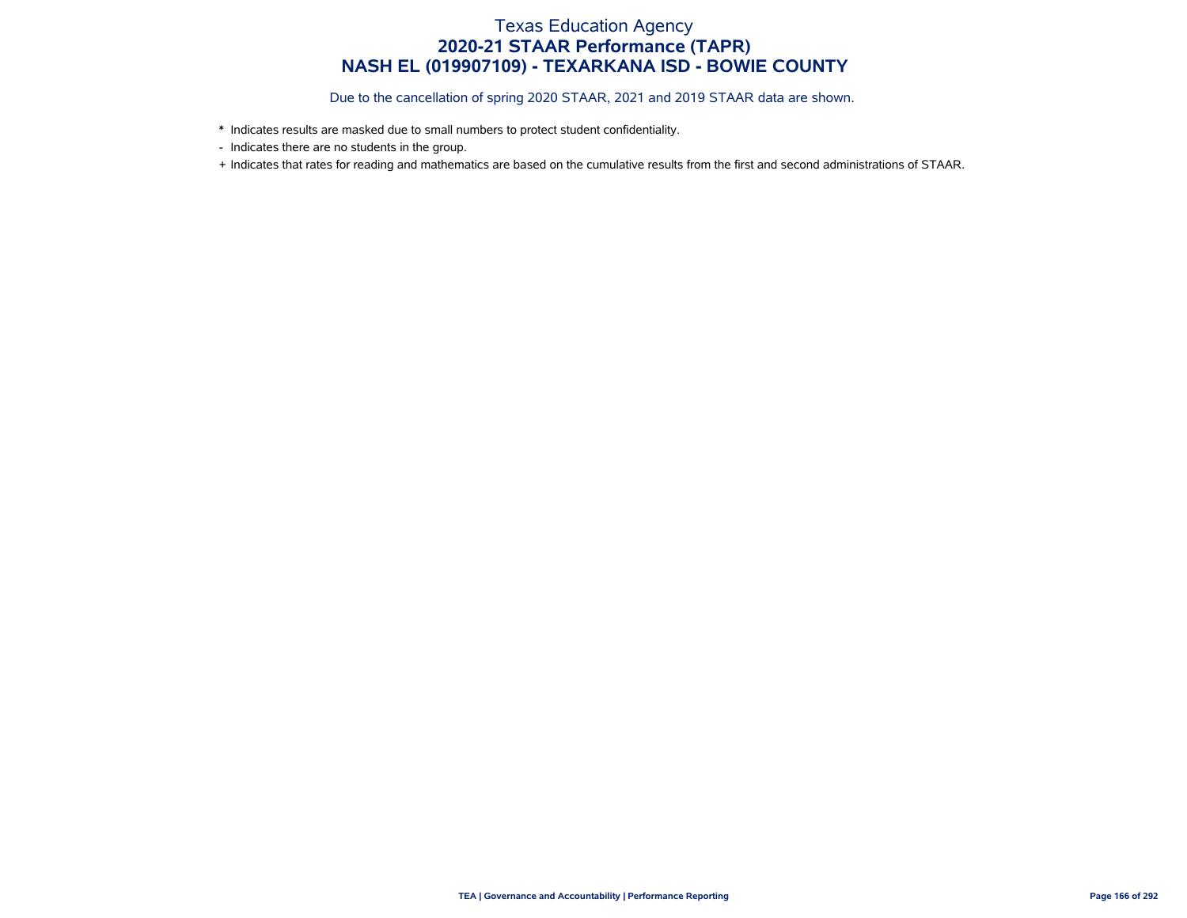# Texas Education Agency
## 2020-21 STAAR Performance (TAPR)
## NASH EL (019907109) - TEXARKANA ISD - BOWIE COUNTY

Due to the cancellation of spring 2020 STAAR, 2021 and 2019 STAAR data are shown.

\* Indicates results are masked due to small numbers to protect student confidentiality.

\- Indicates there are no students in the group.

\+ Indicates that rates for reading and mathematics are based on the cumulative results from the first and second administrations of STAAR.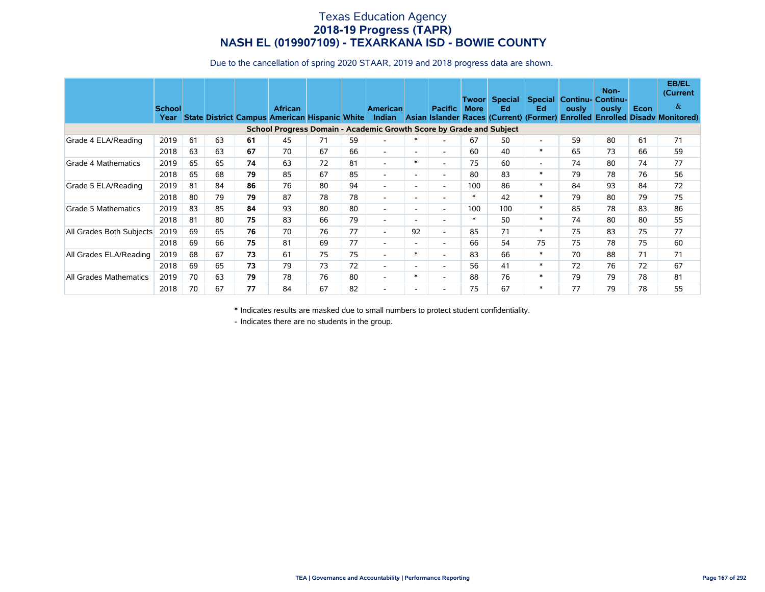# Texas Education Agency
## 2018-19 Progress (TAPR)
## NASH EL (019907109) - TEXARKANA ISD - BOWIE COUNTY

Due to the cancellation of spring 2020 STAAR, 2019 and 2018 progress data are shown.

| | School Year | State | District | Campus | African American | Hispanic | White | American Indian | Asian | Pacific Islander | Two or More Races | Special Ed (Current) | Special Ed (Former) | Continuously Enrolled | Non-Continuously Enrolled | Econ Disadv | EB/EL (Current & Monitored) |
|---|---|---|---|---|---|---|---|---|---|---|---|---|---|---|---|---|---|
| **School Progress Domain - Academic Growth Score by Grade and Subject** | | | | | | | | | | | | | | | | | |
| Grade 4 ELA/Reading | 2019 | 61 | 63 | **61** | 45 | 71 | 59 | - | * | - | 67 | 50 | - | 59 | 80 | 61 | 71 |
| | 2018 | 63 | 63 | **67** | 70 | 67 | 66 | - | - | - | 60 | 40 | * | 65 | 73 | 66 | 59 |
| Grade 4 Mathematics | 2019 | 65 | 65 | **74** | 63 | 72 | 81 | - | * | - | 75 | 60 | - | 74 | 80 | 74 | 77 |
| | 2018 | 65 | 68 | **79** | 85 | 67 | 85 | - | - | - | 80 | 83 | * | 79 | 78 | 76 | 56 |
| Grade 5 ELA/Reading | 2019 | 81 | 84 | **86** | 76 | 80 | 94 | - | - | - | 100 | 86 | * | 84 | 93 | 84 | 72 |
| | 2018 | 80 | 79 | **79** | 87 | 78 | 78 | - | - | - | * | 42 | * | 79 | 80 | 79 | 75 |
| Grade 5 Mathematics | 2019 | 83 | 85 | **84** | 93 | 80 | 80 | - | - | - | 100 | 100 | * | 85 | 78 | 83 | 86 |
| | 2018 | 81 | 80 | **75** | 83 | 66 | 79 | - | - | - | * | 50 | * | 74 | 80 | 80 | 55 |
| All Grades Both Subjects | 2019 | 69 | 65 | **76** | 70 | 76 | 77 | - | 92 | - | 85 | 71 | * | 75 | 83 | 75 | 77 |
| | 2018 | 69 | 66 | **75** | 81 | 69 | 77 | - | - | - | 66 | 54 | 75 | 75 | 78 | 75 | 60 |
| All Grades ELA/Reading | 2019 | 68 | 67 | **73** | 61 | 75 | 75 | - | * | - | 83 | 66 | * | 70 | 88 | 71 | 71 |
| | 2018 | 69 | 65 | **73** | 79 | 73 | 72 | - | - | - | 56 | 41 | * | 72 | 76 | 72 | 67 |
| All Grades Mathematics | 2019 | 70 | 63 | **79** | 78 | 76 | 80 | - | * | - | 88 | 76 | * | 79 | 79 | 78 | 81 |
| | 2018 | 70 | 67 | **77** | 84 | 67 | 82 | - | - | - | 75 | 67 | * | 77 | 79 | 78 | 55 |

\* Indicates results are masked due to small numbers to protect student confidentiality.

\- Indicates there are no students in the group.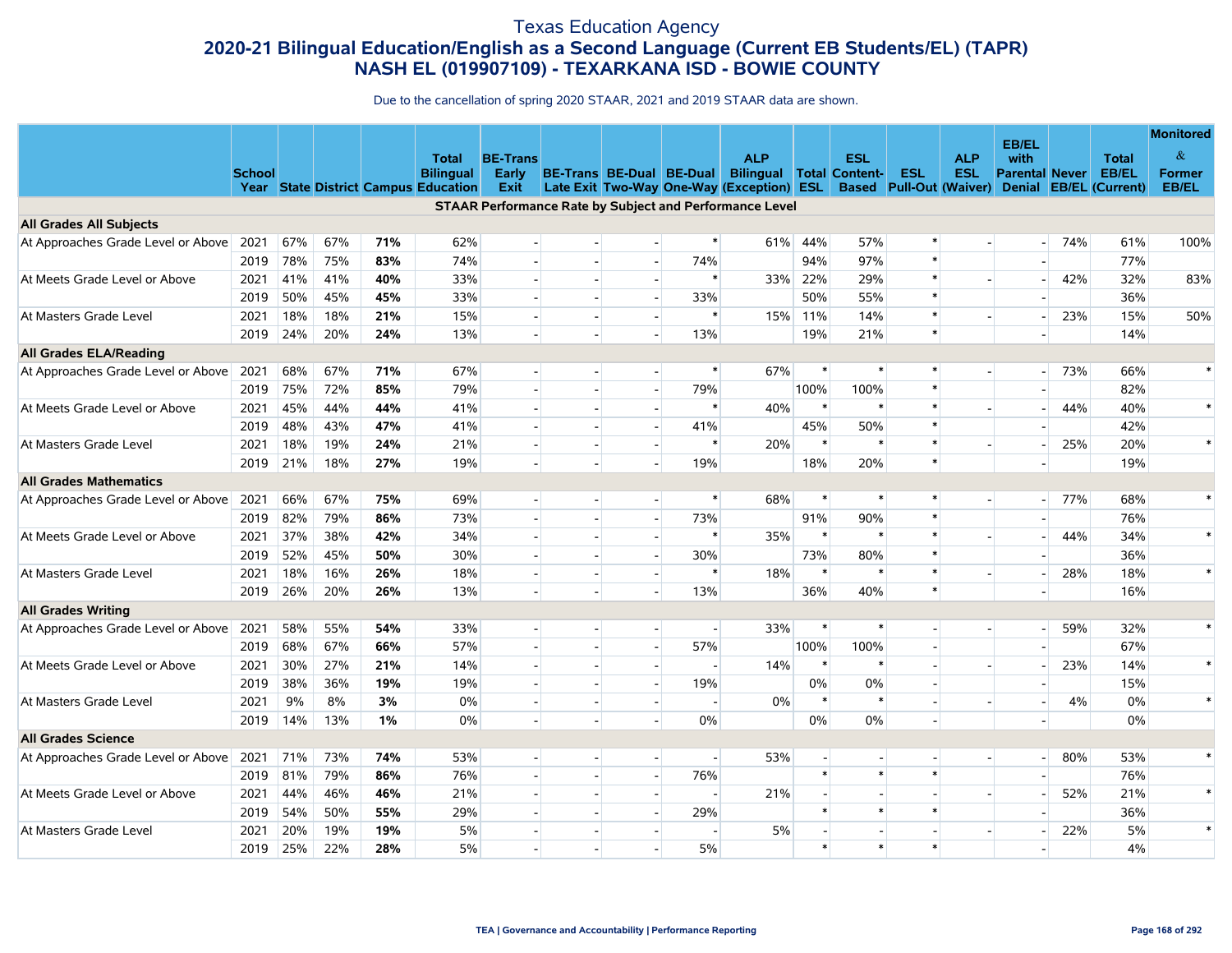# Texas Education Agency
## 2020-21 Bilingual Education/English as a Second Language (Current EB Students/EL) (TAPR)
## NASH EL (019907109) - TEXARKANA ISD - BOWIE COUNTY

Due to the cancellation of spring 2020 STAAR, 2021 and 2019 STAAR data are shown.

| | School Year | State | District | Campus | Total Bilingual Education | BE-Trans Early Exit | BE-Trans Late Exit | BE-Dual Two-Way | BE-Dual One-Way | ALP Bilingual (Exception) | Total ESL | ESL Content-Based | ESL Pull-Out | ALP ESL (Waiver) | EB/EL with Parental Denial | Never EB/EL | Total EB/EL (Current) | Monitored & Former EB/EL |
|---|---|---|---|---|---|---|---|---|---|---|---|---|---|---|---|---|---|---|
| **STAAR Performance Rate by Subject and Performance Level** | | | | | | | | | | | | | | | | | | |
| **All Grades All Subjects** | | | | | | | | | | | | | | | | | | |
| At Approaches Grade Level or Above | 2021 | 67% | 67% | **71%** | 62% | - | - | - | * | 61% | 44% | 57% | * | - | - | 74% | 61% | 100% |
| | 2019 | 78% | 75% | **83%** | 74% | - | - | - | 74% | | 94% | 97% | * | | - | | 77% | |
| At Meets Grade Level or Above | 2021 | 41% | 41% | **40%** | 33% | - | - | - | * | 33% | 22% | 29% | * | - | - | 42% | 32% | 83% |
| | 2019 | 50% | 45% | **45%** | 33% | - | - | - | 33% | | 50% | 55% | * | | - | | 36% | |
| At Masters Grade Level | 2021 | 18% | 18% | **21%** | 15% | - | - | - | * | 15% | 11% | 14% | * | - | - | 23% | 15% | 50% |
| | 2019 | 24% | 20% | **24%** | 13% | - | - | - | 13% | | 19% | 21% | * | | - | | 14% | |
| **All Grades ELA/Reading** | | | | | | | | | | | | | | | | | | |
| At Approaches Grade Level or Above | 2021 | 68% | 67% | **71%** | 67% | - | - | - | * | 67% | * | * | * | - | - | 73% | 66% | * |
| | 2019 | 75% | 72% | **85%** | 79% | - | - | - | 79% | | 100% | 100% | * | | - | | 82% | |
| At Meets Grade Level or Above | 2021 | 45% | 44% | **44%** | 41% | - | - | - | * | 40% | * | * | * | - | - | 44% | 40% | * |
| | 2019 | 48% | 43% | **47%** | 41% | - | - | - | 41% | | 45% | 50% | * | | - | | 42% | |
| At Masters Grade Level | 2021 | 18% | 19% | **24%** | 21% | - | - | - | * | 20% | * | * | * | - | - | 25% | 20% | * |
| | 2019 | 21% | 18% | **27%** | 19% | - | - | - | 19% | | 18% | 20% | * | | - | | 19% | |
| **All Grades Mathematics** | | | | | | | | | | | | | | | | | | |
| At Approaches Grade Level or Above | 2021 | 66% | 67% | **75%** | 69% | - | - | - | * | 68% | * | * | * | - | - | 77% | 68% | * |
| | 2019 | 82% | 79% | **86%** | 73% | - | - | - | 73% | | 91% | 90% | * | | - | | 76% | |
| At Meets Grade Level or Above | 2021 | 37% | 38% | **42%** | 34% | - | - | - | * | 35% | * | * | * | - | - | 44% | 34% | * |
| | 2019 | 52% | 45% | **50%** | 30% | - | - | - | 30% | | 73% | 80% | * | | - | | 36% | |
| At Masters Grade Level | 2021 | 18% | 16% | **26%** | 18% | - | - | - | * | 18% | * | * | * | - | - | 28% | 18% | * |
| | 2019 | 26% | 20% | **26%** | 13% | - | - | - | 13% | | 36% | 40% | * | | - | | 16% | |
| **All Grades Writing** | | | | | | | | | | | | | | | | | | |
| At Approaches Grade Level or Above | 2021 | 58% | 55% | **54%** | 33% | - | - | - | - | 33% | * | * | - | - | - | 59% | 32% | * |
| | 2019 | 68% | 67% | **66%** | 57% | - | - | - | 57% | | 100% | 100% | - | | - | | 67% | |
| At Meets Grade Level or Above | 2021 | 30% | 27% | **21%** | 14% | - | - | - | - | 14% | * | * | - | - | - | 23% | 14% | * |
| | 2019 | 38% | 36% | **19%** | 19% | - | - | - | 19% | | 0% | 0% | - | | - | | 15% | |
| At Masters Grade Level | 2021 | 9% | 8% | **3%** | 0% | - | - | - | - | 0% | * | * | - | - | - | 4% | 0% | * |
| | 2019 | 14% | 13% | **1%** | 0% | - | - | - | 0% | | 0% | 0% | - | | - | | 0% | |
| **All Grades Science** | | | | | | | | | | | | | | | | | | |
| At Approaches Grade Level or Above | 2021 | 71% | 73% | **74%** | 53% | - | - | - | - | 53% | - | - | - | - | - | 80% | 53% | * |
| | 2019 | 81% | 79% | **86%** | 76% | - | - | - | 76% | | * | * | * | | - | | 76% | |
| At Meets Grade Level or Above | 2021 | 44% | 46% | **46%** | 21% | - | - | - | - | 21% | - | - | - | - | - | 52% | 21% | * |
| | 2019 | 54% | 50% | **55%** | 29% | - | - | - | 29% | | * | * | * | | - | | 36% | |
| At Masters Grade Level | 2021 | 20% | 19% | **19%** | 5% | - | - | - | - | 5% | - | - | - | - | - | 22% | 5% | * |
| | 2019 | 25% | 22% | **28%** | 5% | - | - | - | 5% | | * | * | * | | - | | 4% | |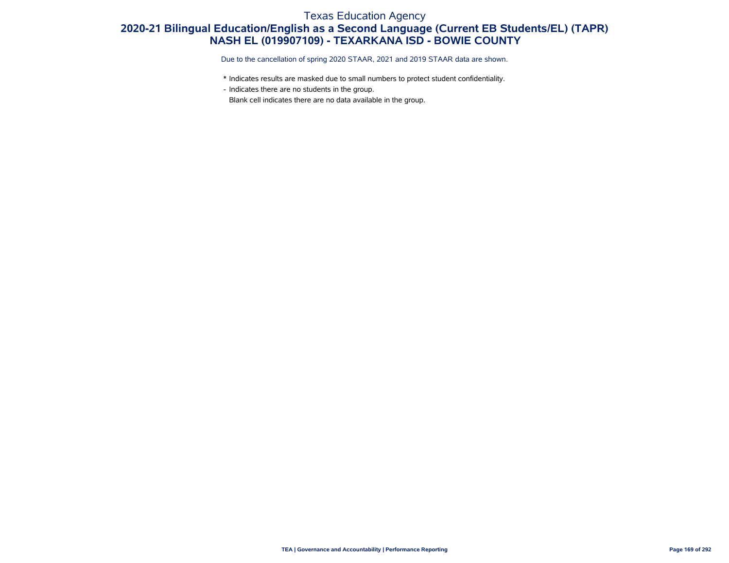# Texas Education Agency

## 2020-21 Bilingual Education/English as a Second Language (Current EB Students/EL) (TAPR)

## NASH EL (019907109) - TEXARKANA ISD - BOWIE COUNTY

Due to the cancellation of spring 2020 STAAR, 2021 and 2019 STAAR data are shown.

- * Indicates results are masked due to small numbers to protect student confidentiality.
- - Indicates there are no students in the group.
- Blank cell indicates there are no data available in the group.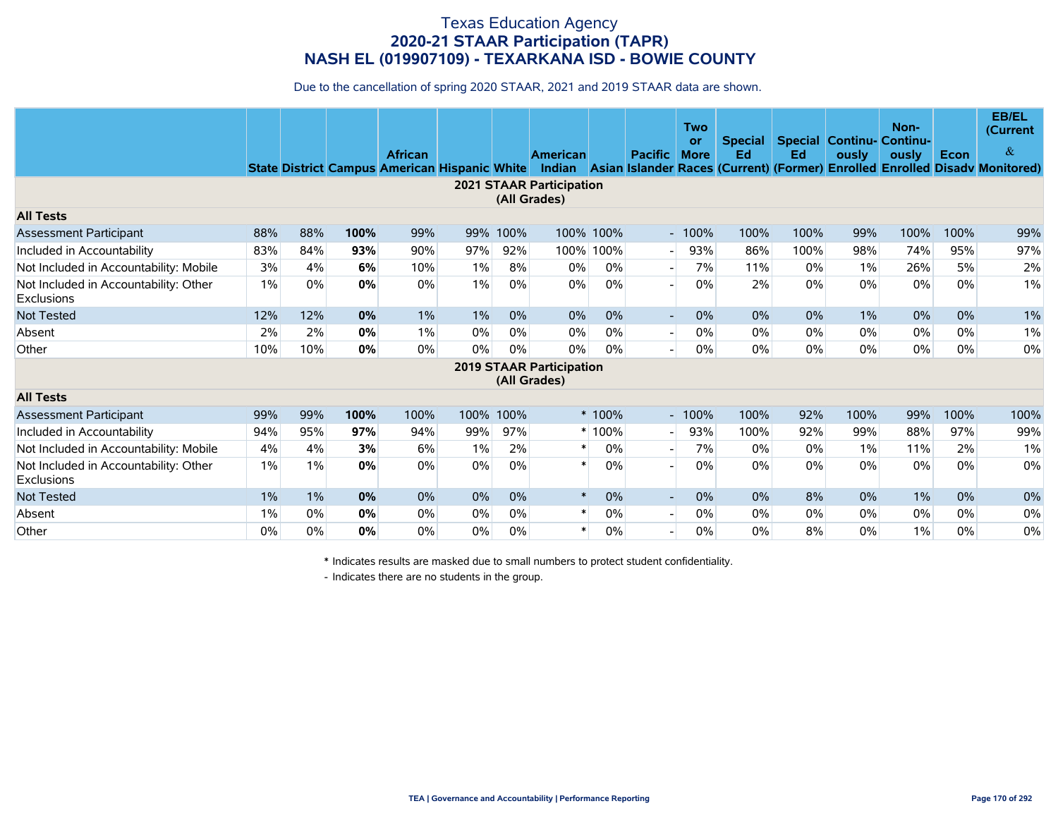# Texas Education Agency
## 2020-21 STAAR Participation (TAPR)
## NASH EL (019907109) - TEXARKANA ISD - BOWIE COUNTY

Due to the cancellation of spring 2020 STAAR, 2021 and 2019 STAAR data are shown.

| | State | District | Campus | African American | Hispanic | White | American Indian | Asian | Pacific Islander | Two or More Races | Special Ed (Current) | Special Ed (Former) | Continuously Enrolled | Non-Continuously Enrolled | Econ Disadv | EB/EL (Current & Monitored) |
|---|---|---|---|---|---|---|---|---|---|---|---|---|---|---|---|---|
| **2021 STAAR Participation (All Grades)** | | | | | | | | | | | | | | | | |
| **All Tests** | | | | | | | | | | | | | | | | |
| Assessment Participant | 88% | 88% | **100%** | 99% | 99% | 100% | 100% | 100% | - | 100% | 100% | 100% | 99% | 100% | 100% | 99% |
| Included in Accountability | 83% | 84% | **93%** | 90% | 97% | 92% | 100% | 100% | - | 93% | 86% | 100% | 98% | 74% | 95% | 97% |
| Not Included in Accountability: Mobile | 3% | 4% | **6%** | 10% | 1% | 8% | 0% | 0% | - | 7% | 11% | 0% | 1% | 26% | 5% | 2% |
| Not Included in Accountability: Other Exclusions | 1% | 0% | **0%** | 0% | 1% | 0% | 0% | 0% | - | 0% | 2% | 0% | 0% | 0% | 0% | 1% |
| Not Tested | 12% | 12% | **0%** | 1% | 1% | 0% | 0% | 0% | - | 0% | 0% | 0% | 1% | 0% | 0% | 1% |
| Absent | 2% | 2% | **0%** | 1% | 0% | 0% | 0% | 0% | - | 0% | 0% | 0% | 0% | 0% | 0% | 1% |
| Other | 10% | 10% | **0%** | 0% | 0% | 0% | 0% | 0% | - | 0% | 0% | 0% | 0% | 0% | 0% | 0% |
| **2019 STAAR Participation (All Grades)** | | | | | | | | | | | | | | | | |
| **All Tests** | | | | | | | | | | | | | | | | |
| Assessment Participant | 99% | 99% | **100%** | 100% | 100% | 100% | * | 100% | - | 100% | 100% | 92% | 100% | 99% | 100% | 100% |
| Included in Accountability | 94% | 95% | **97%** | 94% | 99% | 97% | * | 100% | - | 93% | 100% | 92% | 99% | 88% | 97% | 99% |
| Not Included in Accountability: Mobile | 4% | 4% | **3%** | 6% | 1% | 2% | * | 0% | - | 7% | 0% | 0% | 1% | 11% | 2% | 1% |
| Not Included in Accountability: Other Exclusions | 1% | 1% | **0%** | 0% | 0% | 0% | * | 0% | - | 0% | 0% | 0% | 0% | 0% | 0% | 0% |
| Not Tested | 1% | 1% | **0%** | 0% | 0% | 0% | * | 0% | - | 0% | 0% | 8% | 0% | 1% | 0% | 0% |
| Absent | 1% | 0% | **0%** | 0% | 0% | 0% | * | 0% | - | 0% | 0% | 0% | 0% | 0% | 0% | 0% |
| Other | 0% | 0% | **0%** | 0% | 0% | 0% | * | 0% | - | 0% | 0% | 8% | 0% | 1% | 0% | 0% |

\* Indicates results are masked due to small numbers to protect student confidentiality.

\- Indicates there are no students in the group.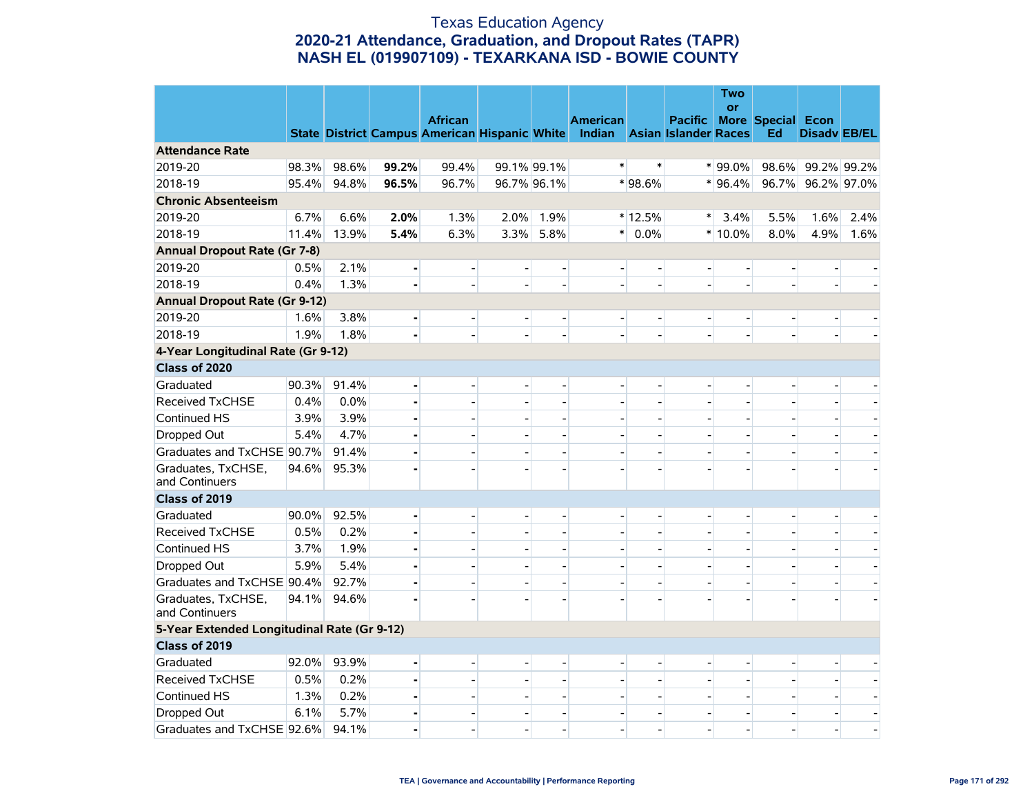# Texas Education Agency
## 2020-21 Attendance, Graduation, and Dropout Rates (TAPR)
## NASH EL (019907109) - TEXARKANA ISD - BOWIE COUNTY

| | State | District | Campus | African American | Hispanic | White | American Indian | Asian | Pacific Islander | Two or More Races | Special Ed | Econ Disadv | EB/EL |
|---|---|---|---|---|---|---|---|---|---|---|---|---|---|
| **Attendance Rate** | | | | | | | | | | | | | |
| 2019-20 | 98.3% | 98.6% | **99.2%** | 99.4% | 99.1% | 99.1% | * | * | * | 99.0% | 98.6% | 99.2% | 99.2% |
| 2018-19 | 95.4% | 94.8% | **96.5%** | 96.7% | 96.7% | 96.1% | * | 98.6% | * | 96.4% | 96.7% | 96.2% | 97.0% |
| **Chronic Absenteeism** | | | | | | | | | | | | | |
| 2019-20 | 6.7% | 6.6% | **2.0%** | 1.3% | 2.0% | 1.9% | * | 12.5% | * | 3.4% | 5.5% | 1.6% | 2.4% |
| 2018-19 | 11.4% | 13.9% | **5.4%** | 6.3% | 3.3% | 5.8% | * | 0.0% | * | 10.0% | 8.0% | 4.9% | 1.6% |
| **Annual Dropout Rate (Gr 7-8)** | | | | | | | | | | | | | |
| 2019-20 | 0.5% | 2.1% | **-** | - | - | - | - | - | - | - | - | - | - |
| 2018-19 | 0.4% | 1.3% | **-** | - | - | - | - | - | - | - | - | - | - |
| **Annual Dropout Rate (Gr 9-12)** | | | | | | | | | | | | | |
| 2019-20 | 1.6% | 3.8% | **-** | - | - | - | - | - | - | - | - | - | - |
| 2018-19 | 1.9% | 1.8% | **-** | - | - | - | - | - | - | - | - | - | - |
| **4-Year Longitudinal Rate (Gr 9-12)** | | | | | | | | | | | | | |
| **Class of 2020** | | | | | | | | | | | | | |
| Graduated | 90.3% | 91.4% | **-** | - | - | - | - | - | - | - | - | - | - |
| Received TxCHSE | 0.4% | 0.0% | **-** | - | - | - | - | - | - | - | - | - | - |
| Continued HS | 3.9% | 3.9% | **-** | - | - | - | - | - | - | - | - | - | - |
| Dropped Out | 5.4% | 4.7% | **-** | - | - | - | - | - | - | - | - | - | - |
| Graduates and TxCHSE | 90.7% | 91.4% | **-** | - | - | - | - | - | - | - | - | - | - |
| Graduates, TxCHSE, and Continuers | 94.6% | 95.3% | **-** | - | - | - | - | - | - | - | - | - | - |
| **Class of 2019** | | | | | | | | | | | | | |
| Graduated | 90.0% | 92.5% | **-** | - | - | - | - | - | - | - | - | - | - |
| Received TxCHSE | 0.5% | 0.2% | **-** | - | - | - | - | - | - | - | - | - | - |
| Continued HS | 3.7% | 1.9% | **-** | - | - | - | - | - | - | - | - | - | - |
| Dropped Out | 5.9% | 5.4% | **-** | - | - | - | - | - | - | - | - | - | - |
| Graduates and TxCHSE | 90.4% | 92.7% | **-** | - | - | - | - | - | - | - | - | - | - |
| Graduates, TxCHSE, and Continuers | 94.1% | 94.6% | **-** | - | - | - | - | - | - | - | - | - | - |
| **5-Year Extended Longitudinal Rate (Gr 9-12)** | | | | | | | | | | | | | |
| **Class of 2019** | | | | | | | | | | | | | |
| Graduated | 92.0% | 93.9% | **-** | - | - | - | - | - | - | - | - | - | - |
| Received TxCHSE | 0.5% | 0.2% | **-** | - | - | - | - | - | - | - | - | - | - |
| Continued HS | 1.3% | 0.2% | **-** | - | - | - | - | - | - | - | - | - | - |
| Dropped Out | 6.1% | 5.7% | **-** | - | - | - | - | - | - | - | - | - | - |
| Graduates and TxCHSE | 92.6% | 94.1% | **-** | - | - | - | - | - | - | - | - | - | - |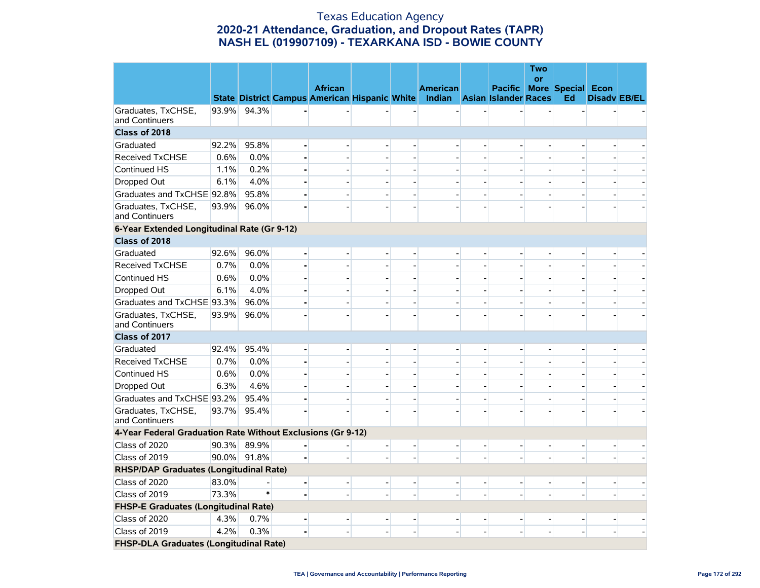# Texas Education Agency
## 2020-21 Attendance, Graduation, and Dropout Rates (TAPR)
## NASH EL (019907109) - TEXARKANA ISD - BOWIE COUNTY

| | State | District | Campus | African American | Hispanic | White | American Indian | Asian | Pacific Islander | Two or More Races | Special Ed | Econ Disadv | EB/EL |
|---|---|---|---|---|---|---|---|---|---|---|---|---|---|
| Graduates, TxCHSE, and Continuers | 93.9% | 94.3% | - | - | - | - | - | - | - | - | - | - | - |
| **Class of 2018** | | | | | | | | | | | | | |
| Graduated | 92.2% | 95.8% | - | - | - | - | - | - | - | - | - | - | - |
| Received TxCHSE | 0.6% | 0.0% | - | - | - | - | - | - | - | - | - | - | - |
| Continued HS | 1.1% | 0.2% | - | - | - | - | - | - | - | - | - | - | - |
| Dropped Out | 6.1% | 4.0% | - | - | - | - | - | - | - | - | - | - | - |
| Graduates and TxCHSE | 92.8% | 95.8% | - | - | - | - | - | - | - | - | - | - | - |
| Graduates, TxCHSE, and Continuers | 93.9% | 96.0% | - | - | - | - | - | - | - | - | - | - | - |
| **6-Year Extended Longitudinal Rate (Gr 9-12)** | | | | | | | | | | | | | |
| **Class of 2018** | | | | | | | | | | | | | |
| Graduated | 92.6% | 96.0% | - | - | - | - | - | - | - | - | - | - | - |
| Received TxCHSE | 0.7% | 0.0% | - | - | - | - | - | - | - | - | - | - | - |
| Continued HS | 0.6% | 0.0% | - | - | - | - | - | - | - | - | - | - | - |
| Dropped Out | 6.1% | 4.0% | - | - | - | - | - | - | - | - | - | - | - |
| Graduates and TxCHSE | 93.3% | 96.0% | - | - | - | - | - | - | - | - | - | - | - |
| Graduates, TxCHSE, and Continuers | 93.9% | 96.0% | - | - | - | - | - | - | - | - | - | - | - |
| **Class of 2017** | | | | | | | | | | | | | |
| Graduated | 92.4% | 95.4% | - | - | - | - | - | - | - | - | - | - | - |
| Received TxCHSE | 0.7% | 0.0% | - | - | - | - | - | - | - | - | - | - | - |
| Continued HS | 0.6% | 0.0% | - | - | - | - | - | - | - | - | - | - | - |
| Dropped Out | 6.3% | 4.6% | - | - | - | - | - | - | - | - | - | - | - |
| Graduates and TxCHSE | 93.2% | 95.4% | - | - | - | - | - | - | - | - | - | - | - |
| Graduates, TxCHSE, and Continuers | 93.7% | 95.4% | - | - | - | - | - | - | - | - | - | - | - |
| **4-Year Federal Graduation Rate Without Exclusions (Gr 9-12)** | | | | | | | | | | | | | |
| Class of 2020 | 90.3% | 89.9% | - | - | - | - | - | - | - | - | - | - | - |
| Class of 2019 | 90.0% | 91.8% | - | - | - | - | - | - | - | - | - | - | - |
| **RHSP/DAP Graduates (Longitudinal Rate)** | | | | | | | | | | | | | |
| Class of 2020 | 83.0% | - | - | - | - | - | - | - | - | - | - | - | - |
| Class of 2019 | 73.3% | * | - | - | - | - | - | - | - | - | - | - | - |
| **FHSP-E Graduates (Longitudinal Rate)** | | | | | | | | | | | | | |
| Class of 2020 | 4.3% | 0.7% | - | - | - | - | - | - | - | - | - | - | - |
| Class of 2019 | 4.2% | 0.3% | - | - | - | - | - | - | - | - | - | - | - |
| **FHSP-DLA Graduates (Longitudinal Rate)** | | | | | | | | | | | | | |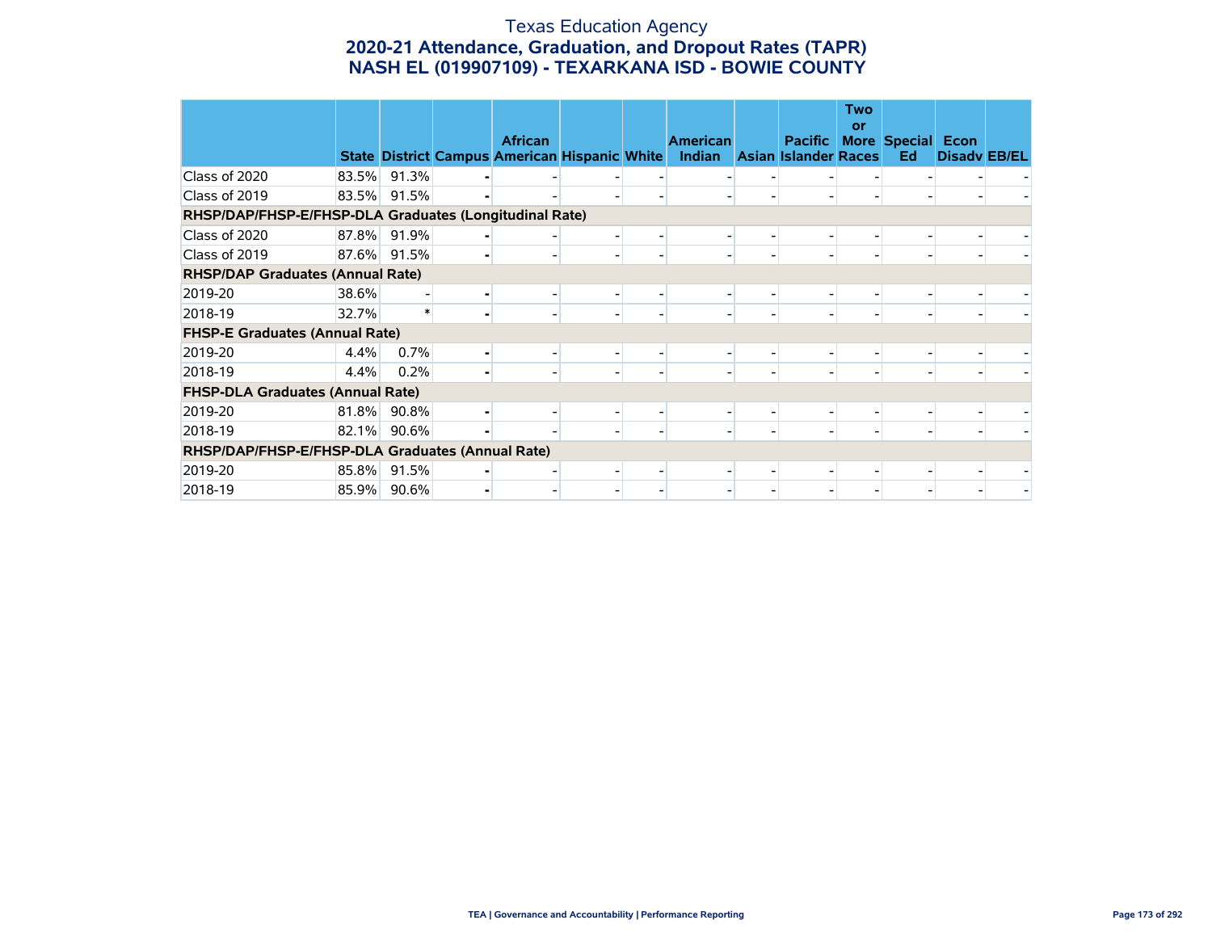# Texas Education Agency

## 2020-21 Attendance, Graduation, and Dropout Rates (TAPR)

## NASH EL (019907109) - TEXARKANA ISD - BOWIE COUNTY

| | State | District | Campus | African American | Hispanic | White | American Indian | Asian | Pacific Islander | Two or More Races | Special Ed | Econ Disadv | EB/EL |
|---|---|---|---|---|---|---|---|---|---|---|---|---|---|
| Class of 2020 | 83.5% | 91.3% | - | - | - | - | - | - | - | - | - | - | - |
| Class of 2019 | 83.5% | 91.5% | - | - | - | - | - | - | - | - | - | - | - |
| **RHSP/DAP/FHSP-E/FHSP-DLA Graduates (Longitudinal Rate)** | | | | | | | | | | | | | |
| Class of 2020 | 87.8% | 91.9% | - | - | - | - | - | - | - | - | - | - | - |
| Class of 2019 | 87.6% | 91.5% | - | - | - | - | - | - | - | - | - | - | - |
| **RHSP/DAP Graduates (Annual Rate)** | | | | | | | | | | | | | |
| 2019-20 | 38.6% | - | - | - | - | - | - | - | - | - | - | - | - |
| 2018-19 | 32.7% | * | - | - | - | - | - | - | - | - | - | - | - |
| **FHSP-E Graduates (Annual Rate)** | | | | | | | | | | | | | |
| 2019-20 | 4.4% | 0.7% | - | - | - | - | - | - | - | - | - | - | - |
| 2018-19 | 4.4% | 0.2% | - | - | - | - | - | - | - | - | - | - | - |
| **FHSP-DLA Graduates (Annual Rate)** | | | | | | | | | | | | | |
| 2019-20 | 81.8% | 90.8% | - | - | - | - | - | - | - | - | - | - | - |
| 2018-19 | 82.1% | 90.6% | - | - | - | - | - | - | - | - | - | - | - |
| **RHSP/DAP/FHSP-E/FHSP-DLA Graduates (Annual Rate)** | | | | | | | | | | | | | |
| 2019-20 | 85.8% | 91.5% | - | - | - | - | - | - | - | - | - | - | - |
| 2018-19 | 85.9% | 90.6% | - | - | - | - | - | - | - | - | - | - | - |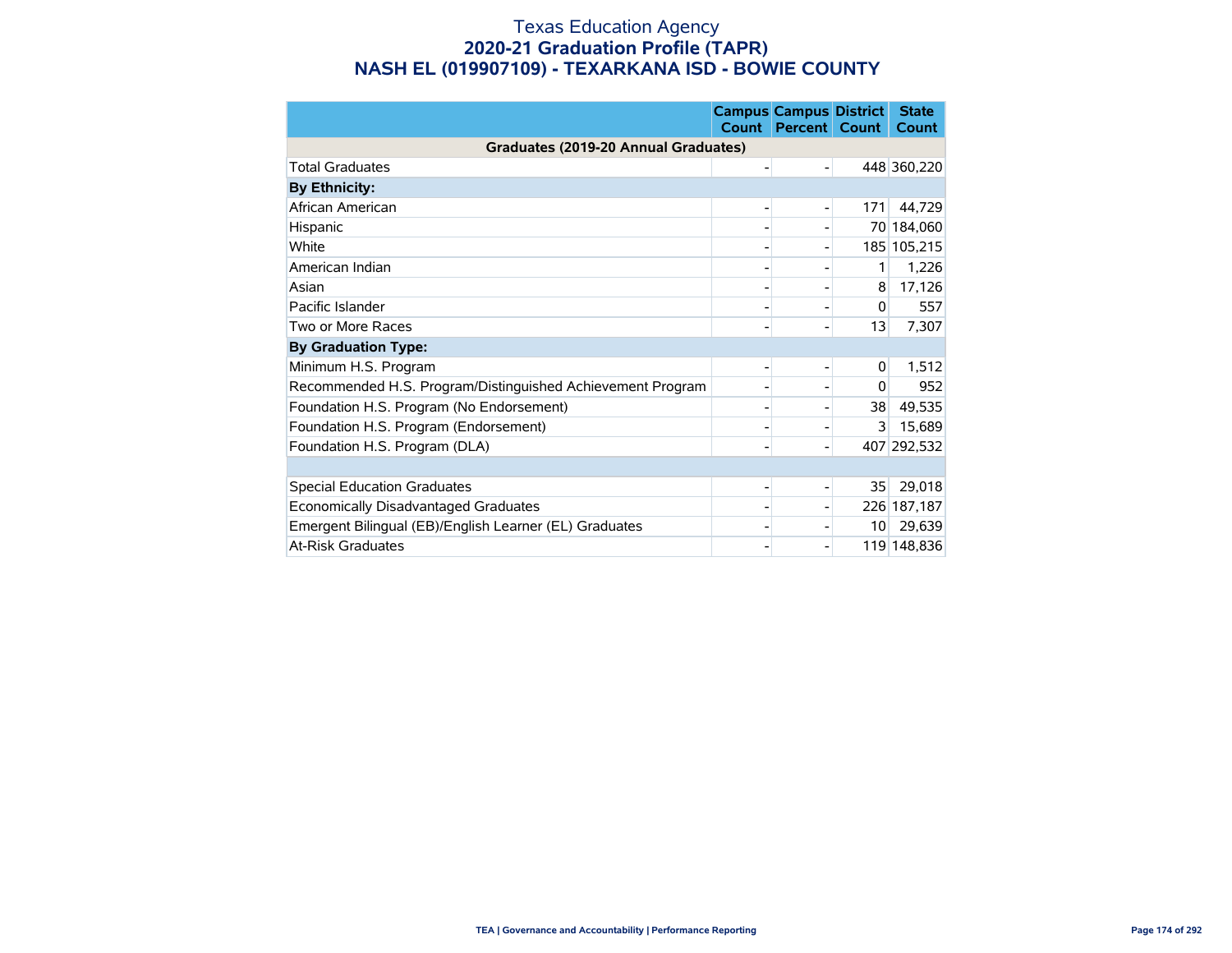# Texas Education Agency
## 2020-21 Graduation Profile (TAPR)
## NASH EL (019907109) - TEXARKANA ISD - BOWIE COUNTY

| | Campus Count | Campus Percent | District Count | State Count |
|---|---|---|---|---|
| **Graduates (2019-20 Annual Graduates)** | | | | |
| Total Graduates | - | - | 448 | 360,220 |
| **By Ethnicity:** | | | | |
| African American | - | - | 171 | 44,729 |
| Hispanic | - | - | 70 | 184,060 |
| White | - | - | 185 | 105,215 |
| American Indian | - | - | 1 | 1,226 |
| Asian | - | - | 8 | 17,126 |
| Pacific Islander | - | - | 0 | 557 |
| Two or More Races | - | - | 13 | 7,307 |
| **By Graduation Type:** | | | | |
| Minimum H.S. Program | - | - | 0 | 1,512 |
| Recommended H.S. Program/Distinguished Achievement Program | - | - | 0 | 952 |
| Foundation H.S. Program (No Endorsement) | - | - | 38 | 49,535 |
| Foundation H.S. Program (Endorsement) | - | - | 3 | 15,689 |
| Foundation H.S. Program (DLA) | - | - | 407 | 292,532 |
| | | | | |
| Special Education Graduates | - | - | 35 | 29,018 |
| Economically Disadvantaged Graduates | - | - | 226 | 187,187 |
| Emergent Bilingual (EB)/English Learner (EL) Graduates | - | - | 10 | 29,639 |
| At-Risk Graduates | - | - | 119 | 148,836 |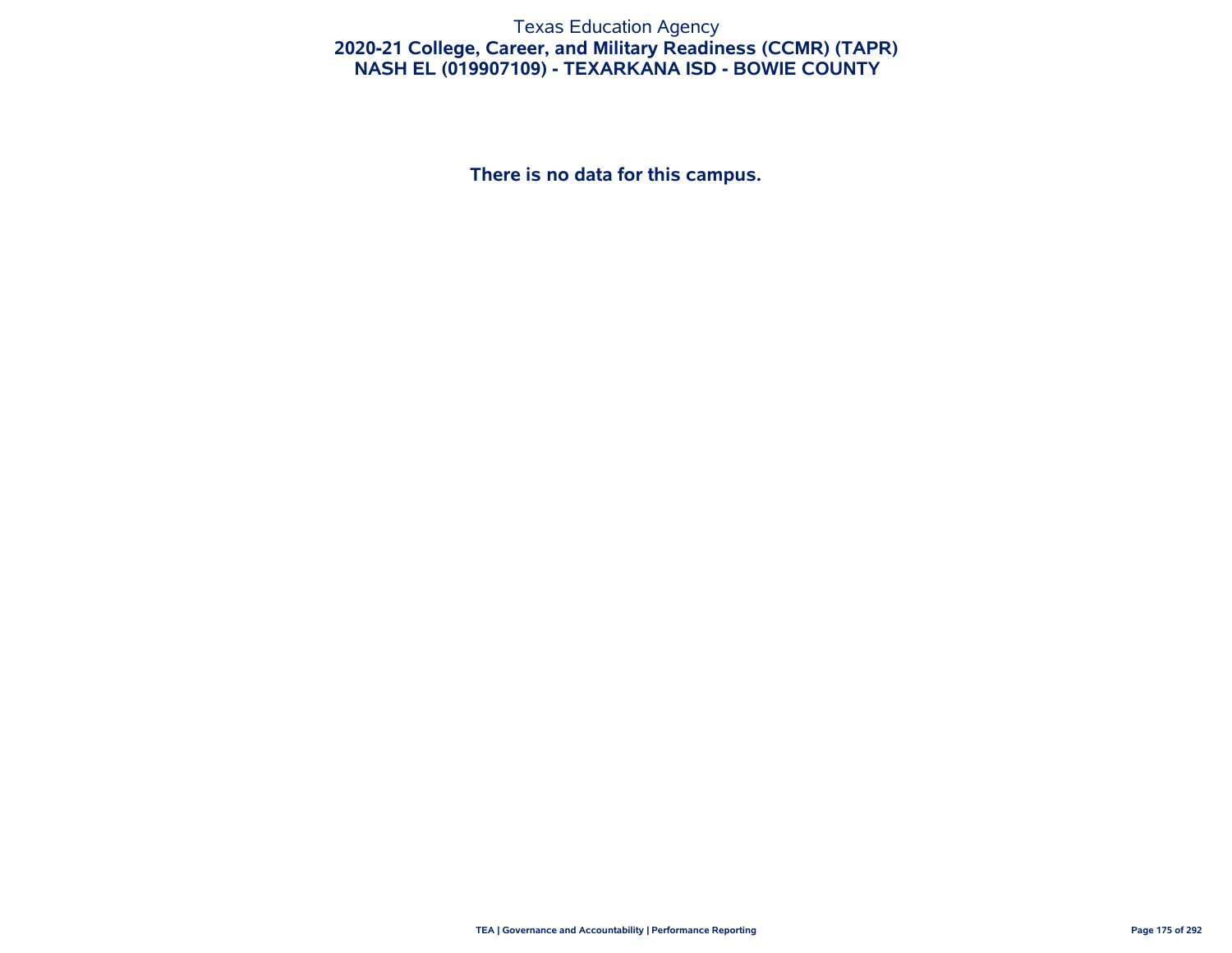# Texas Education Agency

## 2020-21 College, Career, and Military Readiness (CCMR) (TAPR)

## NASH EL (019907109) - TEXARKANA ISD - BOWIE COUNTY

**There is no data for this campus.**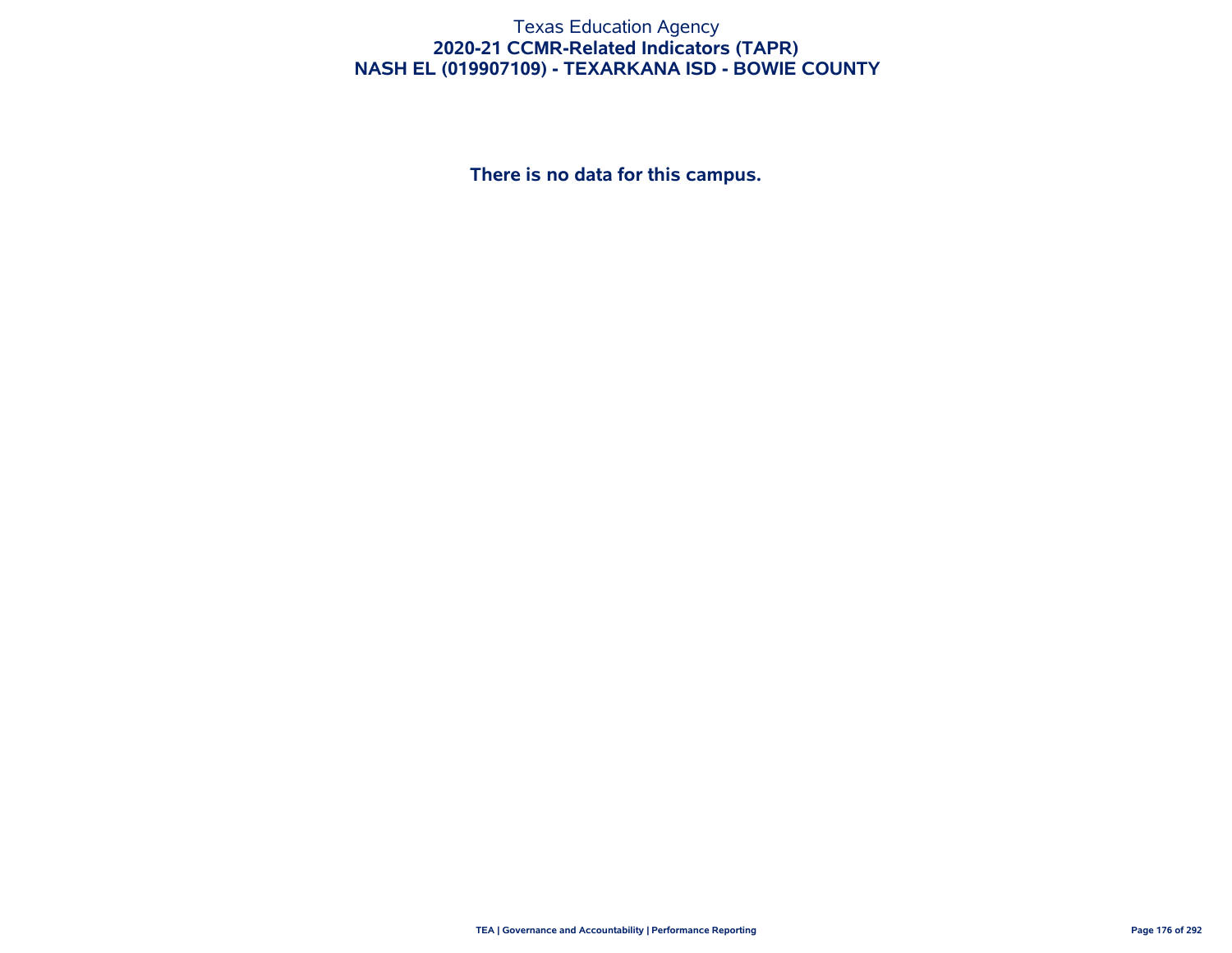# Texas Education Agency
## 2020-21 CCMR-Related Indicators (TAPR)
## NASH EL (019907109) - TEXARKANA ISD - BOWIE COUNTY

**There is no data for this campus.**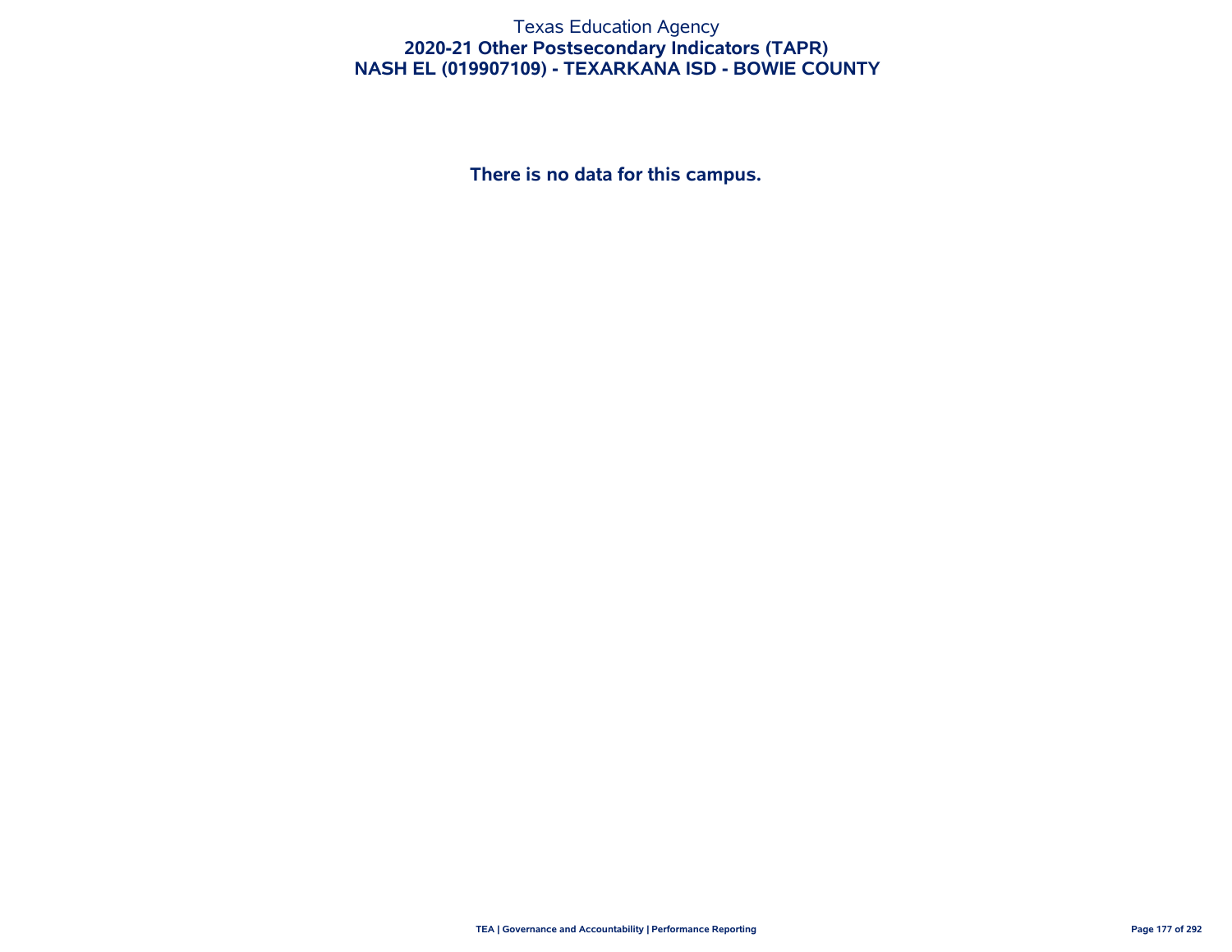# Texas Education Agency

## 2020-21 Other Postsecondary Indicators (TAPR)

## NASH EL (019907109) - TEXARKANA ISD - BOWIE COUNTY

**There is no data for this campus.**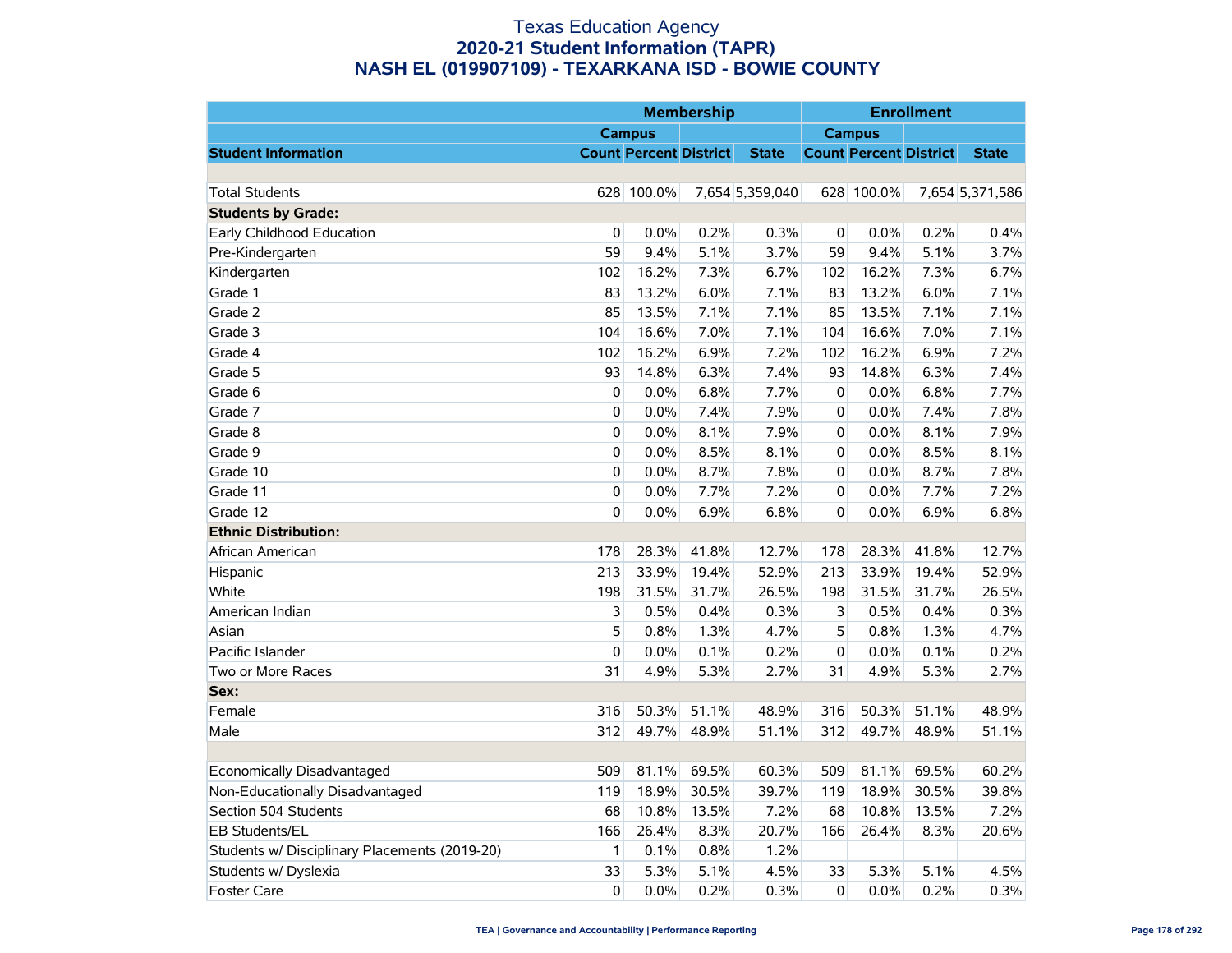# Texas Education Agency
## 2020-21 Student Information (TAPR)
## NASH EL (019907109) - TEXARKANA ISD - BOWIE COUNTY

| | Membership | | | | Enrollment | | | |
|---|---|---|---|---|---|---|---|---|
| | Campus | | | | Campus | | | |
| **Student Information** | **Count** | **Percent** | **District** | **State** | **Count** | **Percent** | **District** | **State** |
| | | | | | | | | |
| Total Students | 628 | 100.0% | 7,654 | 5,359,040 | 628 | 100.0% | 7,654 | 5,371,586 |
| **Students by Grade:** | | | | | | | | |
| Early Childhood Education | 0 | 0.0% | 0.2% | 0.3% | 0 | 0.0% | 0.2% | 0.4% |
| Pre-Kindergarten | 59 | 9.4% | 5.1% | 3.7% | 59 | 9.4% | 5.1% | 3.7% |
| Kindergarten | 102 | 16.2% | 7.3% | 6.7% | 102 | 16.2% | 7.3% | 6.7% |
| Grade 1 | 83 | 13.2% | 6.0% | 7.1% | 83 | 13.2% | 6.0% | 7.1% |
| Grade 2 | 85 | 13.5% | 7.1% | 7.1% | 85 | 13.5% | 7.1% | 7.1% |
| Grade 3 | 104 | 16.6% | 7.0% | 7.1% | 104 | 16.6% | 7.0% | 7.1% |
| Grade 4 | 102 | 16.2% | 6.9% | 7.2% | 102 | 16.2% | 6.9% | 7.2% |
| Grade 5 | 93 | 14.8% | 6.3% | 7.4% | 93 | 14.8% | 6.3% | 7.4% |
| Grade 6 | 0 | 0.0% | 6.8% | 7.7% | 0 | 0.0% | 6.8% | 7.7% |
| Grade 7 | 0 | 0.0% | 7.4% | 7.9% | 0 | 0.0% | 7.4% | 7.8% |
| Grade 8 | 0 | 0.0% | 8.1% | 7.9% | 0 | 0.0% | 8.1% | 7.9% |
| Grade 9 | 0 | 0.0% | 8.5% | 8.1% | 0 | 0.0% | 8.5% | 8.1% |
| Grade 10 | 0 | 0.0% | 8.7% | 7.8% | 0 | 0.0% | 8.7% | 7.8% |
| Grade 11 | 0 | 0.0% | 7.7% | 7.2% | 0 | 0.0% | 7.7% | 7.2% |
| Grade 12 | 0 | 0.0% | 6.9% | 6.8% | 0 | 0.0% | 6.9% | 6.8% |
| **Ethnic Distribution:** | | | | | | | | |
| African American | 178 | 28.3% | 41.8% | 12.7% | 178 | 28.3% | 41.8% | 12.7% |
| Hispanic | 213 | 33.9% | 19.4% | 52.9% | 213 | 33.9% | 19.4% | 52.9% |
| White | 198 | 31.5% | 31.7% | 26.5% | 198 | 31.5% | 31.7% | 26.5% |
| American Indian | 3 | 0.5% | 0.4% | 0.3% | 3 | 0.5% | 0.4% | 0.3% |
| Asian | 5 | 0.8% | 1.3% | 4.7% | 5 | 0.8% | 1.3% | 4.7% |
| Pacific Islander | 0 | 0.0% | 0.1% | 0.2% | 0 | 0.0% | 0.1% | 0.2% |
| Two or More Races | 31 | 4.9% | 5.3% | 2.7% | 31 | 4.9% | 5.3% | 2.7% |
| **Sex:** | | | | | | | | |
| Female | 316 | 50.3% | 51.1% | 48.9% | 316 | 50.3% | 51.1% | 48.9% |
| Male | 312 | 49.7% | 48.9% | 51.1% | 312 | 49.7% | 48.9% | 51.1% |
| | | | | | | | | |
| Economically Disadvantaged | 509 | 81.1% | 69.5% | 60.3% | 509 | 81.1% | 69.5% | 60.2% |
| Non-Educationally Disadvantaged | 119 | 18.9% | 30.5% | 39.7% | 119 | 18.9% | 30.5% | 39.8% |
| Section 504 Students | 68 | 10.8% | 13.5% | 7.2% | 68 | 10.8% | 13.5% | 7.2% |
| EB Students/EL | 166 | 26.4% | 8.3% | 20.7% | 166 | 26.4% | 8.3% | 20.6% |
| Students w/ Disciplinary Placements (2019-20) | 1 | 0.1% | 0.8% | 1.2% | | | | |
| Students w/ Dyslexia | 33 | 5.3% | 5.1% | 4.5% | 33 | 5.3% | 5.1% | 4.5% |
| Foster Care | 0 | 0.0% | 0.2% | 0.3% | 0 | 0.0% | 0.2% | 0.3% |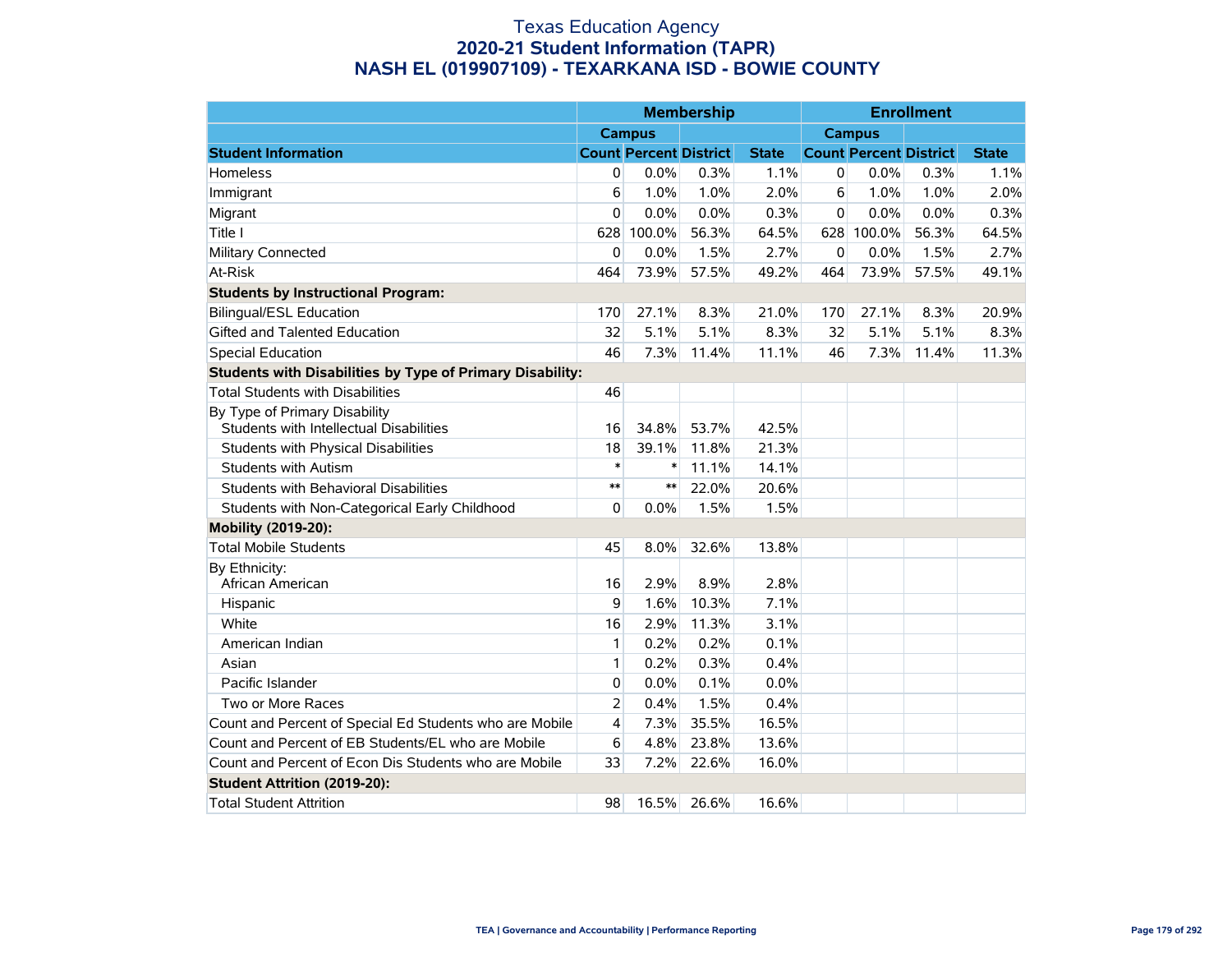# Texas Education Agency
## 2020-21 Student Information (TAPR)
## NASH EL (019907109) - TEXARKANA ISD - BOWIE COUNTY

| | Membership | | | | Enrollment | | | |
|---|---|---|---|---|---|---|---|---|
| | Campus | | | | Campus | | | |
| **Student Information** | **Count** | **Percent** | **District** | **State** | **Count** | **Percent** | **District** | **State** |
| Homeless | 0 | 0.0% | 0.3% | 1.1% | 0 | 0.0% | 0.3% | 1.1% |
| Immigrant | 6 | 1.0% | 1.0% | 2.0% | 6 | 1.0% | 1.0% | 2.0% |
| Migrant | 0 | 0.0% | 0.0% | 0.3% | 0 | 0.0% | 0.0% | 0.3% |
| Title I | 628 | 100.0% | 56.3% | 64.5% | 628 | 100.0% | 56.3% | 64.5% |
| Military Connected | 0 | 0.0% | 1.5% | 2.7% | 0 | 0.0% | 1.5% | 2.7% |
| At-Risk | 464 | 73.9% | 57.5% | 49.2% | 464 | 73.9% | 57.5% | 49.1% |
| **Students by Instructional Program:** | | | | | | | | |
| Bilingual/ESL Education | 170 | 27.1% | 8.3% | 21.0% | 170 | 27.1% | 8.3% | 20.9% |
| Gifted and Talented Education | 32 | 5.1% | 5.1% | 8.3% | 32 | 5.1% | 5.1% | 8.3% |
| Special Education | 46 | 7.3% | 11.4% | 11.1% | 46 | 7.3% | 11.4% | 11.3% |
| **Students with Disabilities by Type of Primary Disability:** | | | | | | | | |
| Total Students with Disabilities | 46 | | | | | | | |
| By Type of Primary Disability<br>Students with Intellectual Disabilities | 16 | 34.8% | 53.7% | 42.5% | | | | |
| Students with Physical Disabilities | 18 | 39.1% | 11.8% | 21.3% | | | | |
| Students with Autism | * | * | 11.1% | 14.1% | | | | |
| Students with Behavioral Disabilities | ** | ** | 22.0% | 20.6% | | | | |
| Students with Non-Categorical Early Childhood | 0 | 0.0% | 1.5% | 1.5% | | | | |
| **Mobility (2019-20):** | | | | | | | | |
| Total Mobile Students | 45 | 8.0% | 32.6% | 13.8% | | | | |
| By Ethnicity:<br>African American | 16 | 2.9% | 8.9% | 2.8% | | | | |
| Hispanic | 9 | 1.6% | 10.3% | 7.1% | | | | |
| White | 16 | 2.9% | 11.3% | 3.1% | | | | |
| American Indian | 1 | 0.2% | 0.2% | 0.1% | | | | |
| Asian | 1 | 0.2% | 0.3% | 0.4% | | | | |
| Pacific Islander | 0 | 0.0% | 0.1% | 0.0% | | | | |
| Two or More Races | 2 | 0.4% | 1.5% | 0.4% | | | | |
| Count and Percent of Special Ed Students who are Mobile | 4 | 7.3% | 35.5% | 16.5% | | | | |
| Count and Percent of EB Students/EL who are Mobile | 6 | 4.8% | 23.8% | 13.6% | | | | |
| Count and Percent of Econ Dis Students who are Mobile | 33 | 7.2% | 22.6% | 16.0% | | | | |
| **Student Attrition (2019-20):** | | | | | | | | |
| Total Student Attrition | 98 | 16.5% | 26.6% | 16.6% | | | | |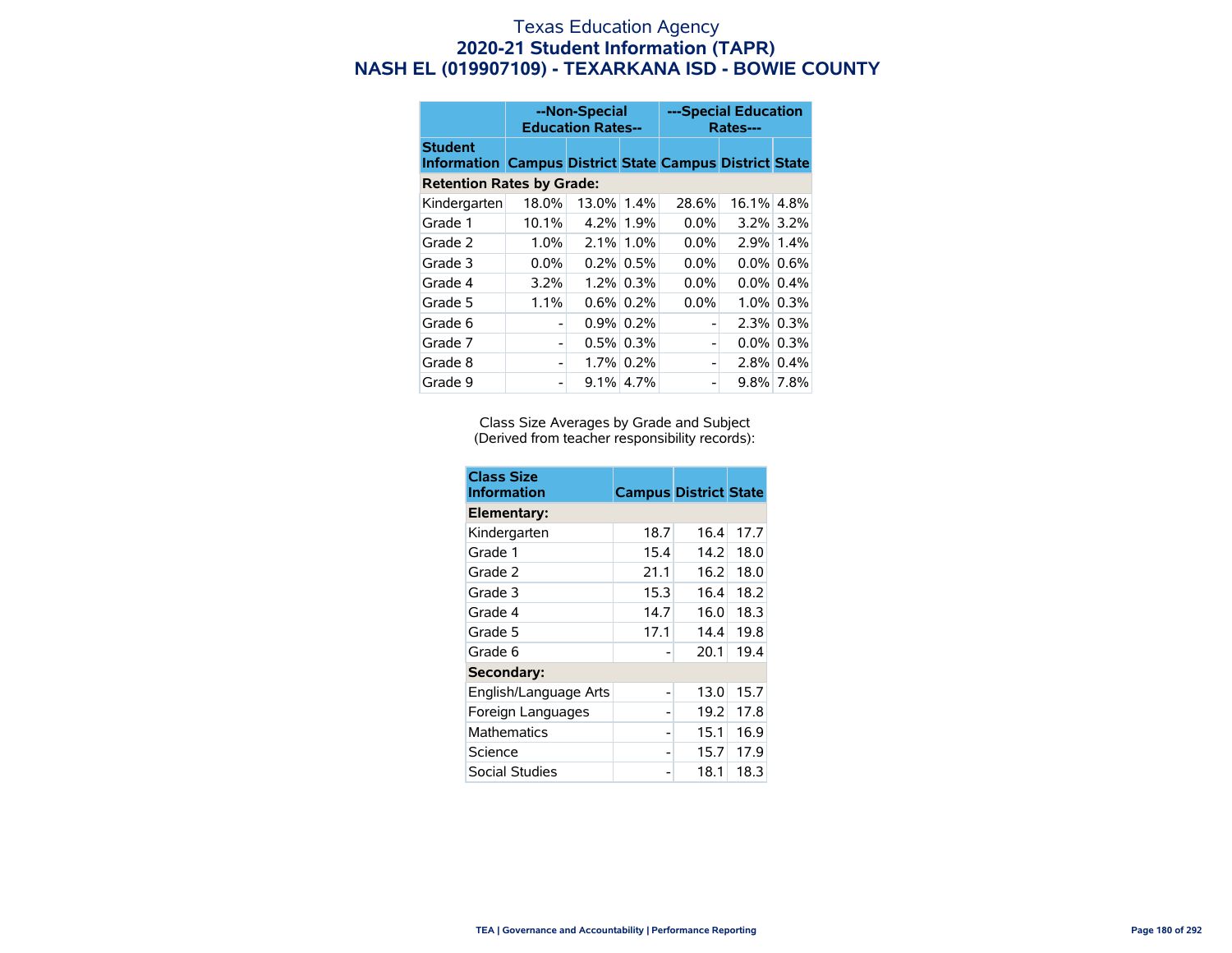# Texas Education Agency
## 2020-21 Student Information (TAPR)
## NASH EL (019907109) - TEXARKANA ISD - BOWIE COUNTY

| | --Non-Special Education Rates-- | | | ---Special Education Rates--- | | |
|---|---|---|---|---|---|---|
| **Student Information** | **Campus** | **District** | **State** | **Campus** | **District** | **State** |
| **Retention Rates by Grade:** | | | | | | |
| Kindergarten | 18.0% | 13.0% | 1.4% | 28.6% | 16.1% | 4.8% |
| Grade 1 | 10.1% | 4.2% | 1.9% | 0.0% | 3.2% | 3.2% |
| Grade 2 | 1.0% | 2.1% | 1.0% | 0.0% | 2.9% | 1.4% |
| Grade 3 | 0.0% | 0.2% | 0.5% | 0.0% | 0.0% | 0.6% |
| Grade 4 | 3.2% | 1.2% | 0.3% | 0.0% | 0.0% | 0.4% |
| Grade 5 | 1.1% | 0.6% | 0.2% | 0.0% | 1.0% | 0.3% |
| Grade 6 | - | 0.9% | 0.2% | - | 2.3% | 0.3% |
| Grade 7 | - | 0.5% | 0.3% | - | 0.0% | 0.3% |
| Grade 8 | - | 1.7% | 0.2% | - | 2.8% | 0.4% |
| Grade 9 | - | 9.1% | 4.7% | - | 9.8% | 7.8% |

Class Size Averages by Grade and Subject
(Derived from teacher responsibility records):

| Class Size Information | Campus | District | State |
|---|---|---|---|
| **Elementary:** | | | |
| Kindergarten | 18.7 | 16.4 | 17.7 |
| Grade 1 | 15.4 | 14.2 | 18.0 |
| Grade 2 | 21.1 | 16.2 | 18.0 |
| Grade 3 | 15.3 | 16.4 | 18.2 |
| Grade 4 | 14.7 | 16.0 | 18.3 |
| Grade 5 | 17.1 | 14.4 | 19.8 |
| Grade 6 | - | 20.1 | 19.4 |
| **Secondary:** | | | |
| English/Language Arts | - | 13.0 | 15.7 |
| Foreign Languages | - | 19.2 | 17.8 |
| Mathematics | - | 15.1 | 16.9 |
| Science | - | 15.7 | 17.9 |
| Social Studies | - | 18.1 | 18.3 |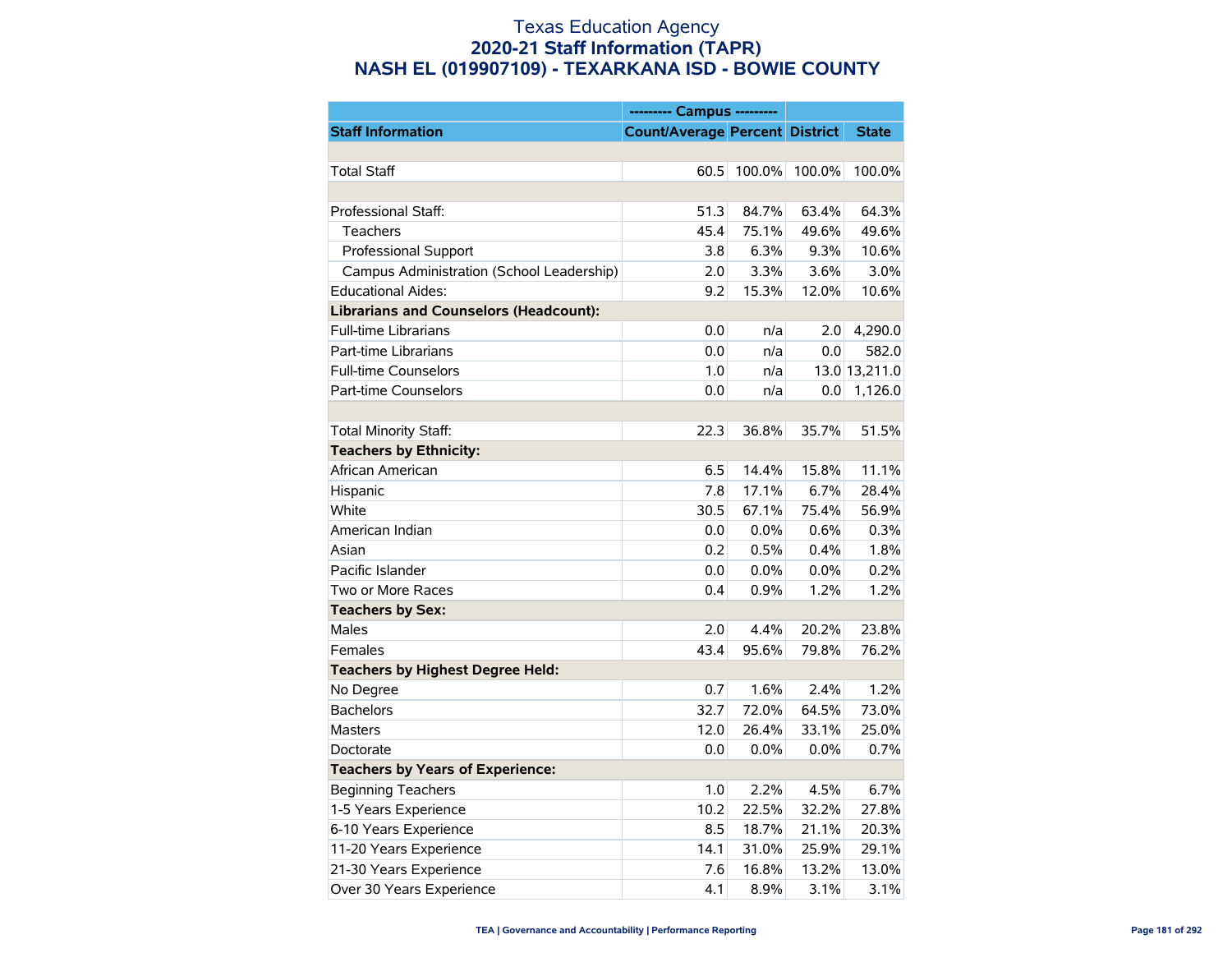# Texas Education Agency
## 2020-21 Staff Information (TAPR)
## NASH EL (019907109) - TEXARKANA ISD - BOWIE COUNTY

| | --------- Campus --------- | | | |
|---|---|---|---|---|
| **Staff Information** | **Count/Average** | **Percent** | **District** | **State** |
| | | | | |
| Total Staff | 60.5 | 100.0% | 100.0% | 100.0% |
| | | | | |
| Professional Staff: | 51.3 | 84.7% | 63.4% | 64.3% |
| Teachers | 45.4 | 75.1% | 49.6% | 49.6% |
| Professional Support | 3.8 | 6.3% | 9.3% | 10.6% |
| Campus Administration (School Leadership) | 2.0 | 3.3% | 3.6% | 3.0% |
| Educational Aides: | 9.2 | 15.3% | 12.0% | 10.6% |
| **Librarians and Counselors (Headcount):** | | | | |
| Full-time Librarians | 0.0 | n/a | 2.0 | 4,290.0 |
| Part-time Librarians | 0.0 | n/a | 0.0 | 582.0 |
| Full-time Counselors | 1.0 | n/a | 13.0 | 13,211.0 |
| Part-time Counselors | 0.0 | n/a | 0.0 | 1,126.0 |
| | | | | |
| Total Minority Staff: | 22.3 | 36.8% | 35.7% | 51.5% |
| **Teachers by Ethnicity:** | | | | |
| African American | 6.5 | 14.4% | 15.8% | 11.1% |
| Hispanic | 7.8 | 17.1% | 6.7% | 28.4% |
| White | 30.5 | 67.1% | 75.4% | 56.9% |
| American Indian | 0.0 | 0.0% | 0.6% | 0.3% |
| Asian | 0.2 | 0.5% | 0.4% | 1.8% |
| Pacific Islander | 0.0 | 0.0% | 0.0% | 0.2% |
| Two or More Races | 0.4 | 0.9% | 1.2% | 1.2% |
| **Teachers by Sex:** | | | | |
| Males | 2.0 | 4.4% | 20.2% | 23.8% |
| Females | 43.4 | 95.6% | 79.8% | 76.2% |
| **Teachers by Highest Degree Held:** | | | | |
| No Degree | 0.7 | 1.6% | 2.4% | 1.2% |
| Bachelors | 32.7 | 72.0% | 64.5% | 73.0% |
| Masters | 12.0 | 26.4% | 33.1% | 25.0% |
| Doctorate | 0.0 | 0.0% | 0.0% | 0.7% |
| **Teachers by Years of Experience:** | | | | |
| Beginning Teachers | 1.0 | 2.2% | 4.5% | 6.7% |
| 1-5 Years Experience | 10.2 | 22.5% | 32.2% | 27.8% |
| 6-10 Years Experience | 8.5 | 18.7% | 21.1% | 20.3% |
| 11-20 Years Experience | 14.1 | 31.0% | 25.9% | 29.1% |
| 21-30 Years Experience | 7.6 | 16.8% | 13.2% | 13.0% |
| Over 30 Years Experience | 4.1 | 8.9% | 3.1% | 3.1% |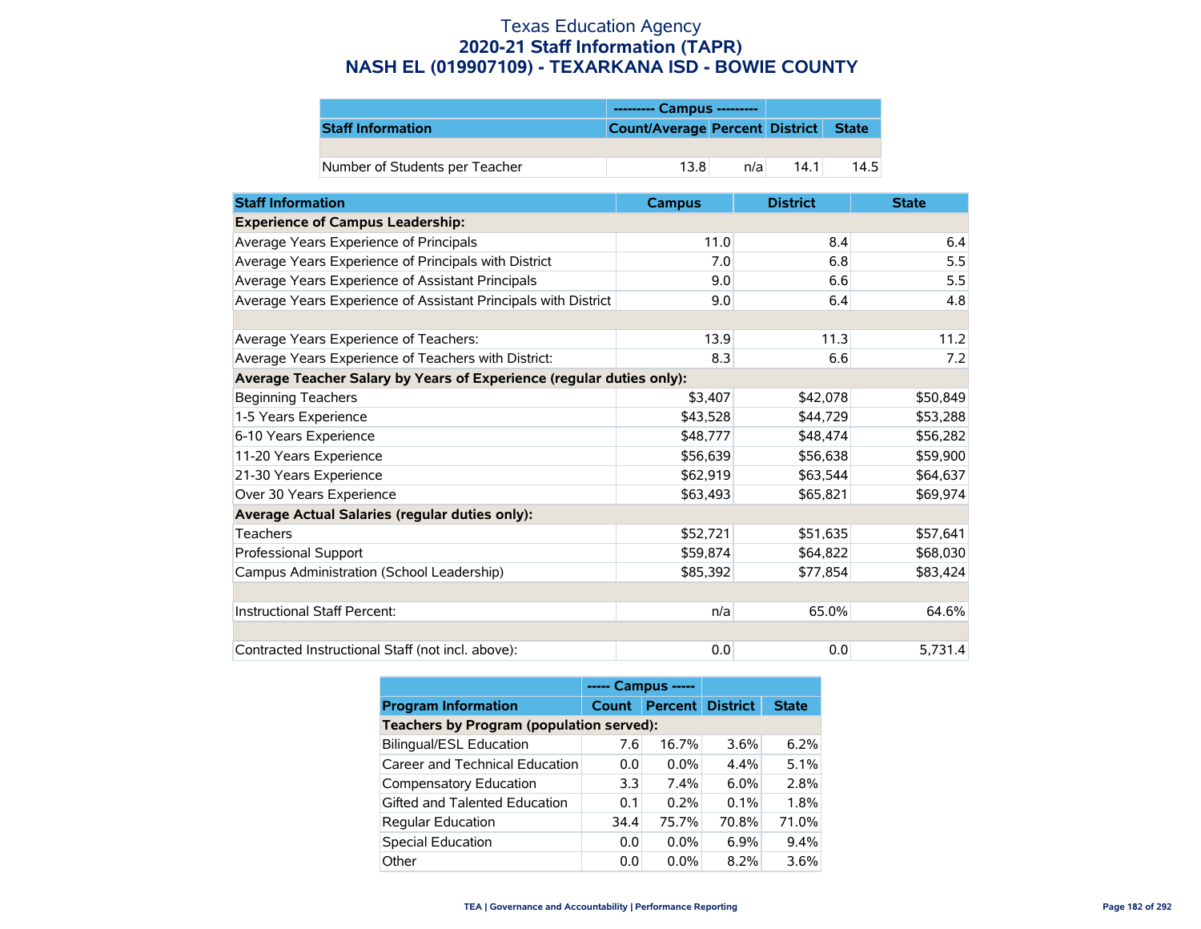# Texas Education Agency
## 2020-21 Staff Information (TAPR)
## NASH EL (019907109) - TEXARKANA ISD - BOWIE COUNTY

| | --------- Campus --------- | | | |
|---|---|---|---|---|
| **Staff Information** | **Count/Average** | **Percent** | **District** | **State** |
| | | | | |
| Number of Students per Teacher | 13.8 | n/a | 14.1 | 14.5 |

| Staff Information | Campus | District | State |
|---|---|---|---|
| **Experience of Campus Leadership:** | | | |
| Average Years Experience of Principals | 11.0 | 8.4 | 6.4 |
| Average Years Experience of Principals with District | 7.0 | 6.8 | 5.5 |
| Average Years Experience of Assistant Principals | 9.0 | 6.6 | 5.5 |
| Average Years Experience of Assistant Principals with District | 9.0 | 6.4 | 4.8 |
| | | | |
| Average Years Experience of Teachers: | 13.9 | 11.3 | 11.2 |
| Average Years Experience of Teachers with District: | 8.3 | 6.6 | 7.2 |
| **Average Teacher Salary by Years of Experience (regular duties only):** | | | |
| Beginning Teachers | $3,407 | $42,078 | $50,849 |
| 1-5 Years Experience | $43,528 | $44,729 | $53,288 |
| 6-10 Years Experience | $48,777 | $48,474 | $56,282 |
| 11-20 Years Experience | $56,639 | $56,638 | $59,900 |
| 21-30 Years Experience | $62,919 | $63,544 | $64,637 |
| Over 30 Years Experience | $63,493 | $65,821 | $69,974 |
| **Average Actual Salaries (regular duties only):** | | | |
| Teachers | $52,721 | $51,635 | $57,641 |
| Professional Support | $59,874 | $64,822 | $68,030 |
| Campus Administration (School Leadership) | $85,392 | $77,854 | $83,424 |
| | | | |
| Instructional Staff Percent: | n/a | 65.0% | 64.6% |
| | | | |
| Contracted Instructional Staff (not incl. above): | 0.0 | 0.0 | 5,731.4 |

| | ----- Campus ----- | | | |
|---|---|---|---|---|
| **Program Information** | **Count** | **Percent** | **District** | **State** |
| **Teachers by Program (population served):** | | | | |
| Bilingual/ESL Education | 7.6 | 16.7% | 3.6% | 6.2% |
| Career and Technical Education | 0.0 | 0.0% | 4.4% | 5.1% |
| Compensatory Education | 3.3 | 7.4% | 6.0% | 2.8% |
| Gifted and Talented Education | 0.1 | 0.2% | 0.1% | 1.8% |
| Regular Education | 34.4 | 75.7% | 70.8% | 71.0% |
| Special Education | 0.0 | 0.0% | 6.9% | 9.4% |
| Other | 0.0 | 0.0% | 8.2% | 3.6% |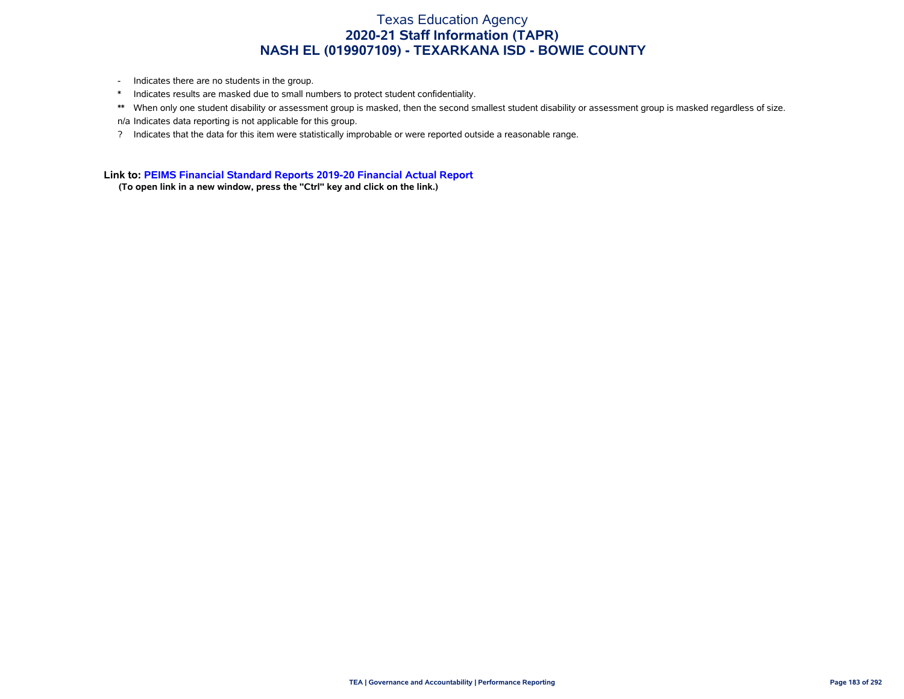# Texas Education Agency
## 2020-21 Staff Information (TAPR)
## NASH EL (019907109) - TEXARKANA ISD - BOWIE COUNTY

- \- Indicates there are no students in the group.
- \* Indicates results are masked due to small numbers to protect student confidentiality.
- \*\* When only one student disability or assessment group is masked, then the second smallest student disability or assessment group is masked regardless of size.
- n/a Indicates data reporting is not applicable for this group.
- ? Indicates that the data for this item were statistically improbable or were reported outside a reasonable range.

**Link to: PEIMS Financial Standard Reports 2019-20 Financial Actual Report**

**(To open link in a new window, press the "Ctrl" key and click on the link.)**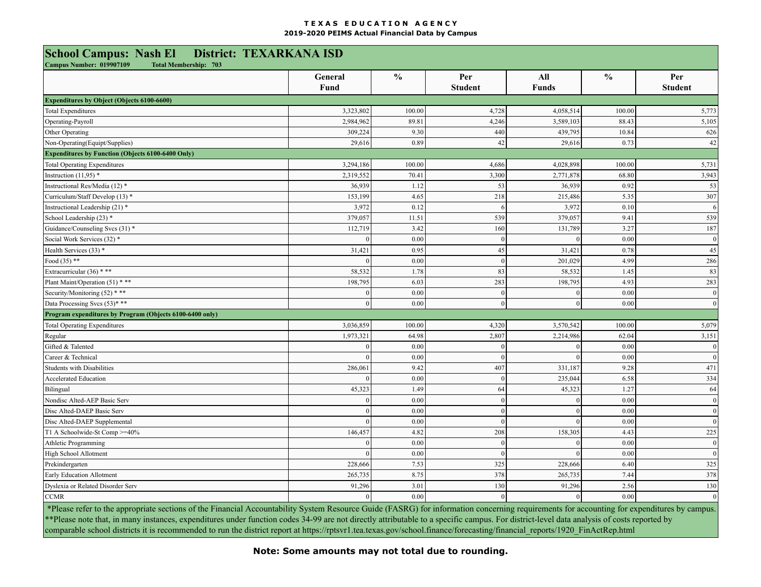**TEXAS EDUCATION AGENCY**
**2019-2020 PEIMS Actual Financial Data by Campus**

## School Campus: Nash El District: TEXARKANA ISD

**Campus Number: 019907109 Total Membership: 703**

| | General Fund | % | Per Student | All Funds | % | Per Student |
|---|---|---|---|---|---|---|
| **Expenditures by Object (Objects 6100-6600)** | | | | | | |
| Total Expenditures | 3,323,802 | 100.00 | 4,728 | 4,058,514 | 100.00 | 5,773 |
| Operating-Payroll | 2,984,962 | 89.81 | 4,246 | 3,589,103 | 88.43 | 5,105 |
| Other Operating | 309,224 | 9.30 | 440 | 439,795 | 10.84 | 626 |
| Non-Operating(Equipt/Supplies) | 29,616 | 0.89 | 42 | 29,616 | 0.73 | 42 |
| **Expenditures by Function (Objects 6100-6400 Only)** | | | | | | |
| Total Operating Expenditures | 3,294,186 | 100.00 | 4,686 | 4,028,898 | 100.00 | 5,731 |
| Instruction (11,95) * | 2,319,552 | 70.41 | 3,300 | 2,771,878 | 68.80 | 3,943 |
| Instructional Res/Media (12) * | 36,939 | 1.12 | 53 | 36,939 | 0.92 | 53 |
| Curriculum/Staff Develop (13) * | 153,199 | 4.65 | 218 | 215,486 | 5.35 | 307 |
| Instructional Leadership (21) * | 3,972 | 0.12 | 6 | 3,972 | 0.10 | 6 |
| School Leadership (23) * | 379,057 | 11.51 | 539 | 379,057 | 9.41 | 539 |
| Guidance/Counseling Svcs (31) * | 112,719 | 3.42 | 160 | 131,789 | 3.27 | 187 |
| Social Work Services (32) * | 0 | 0.00 | 0 | 0 | 0.00 | 0 |
| Health Services (33) * | 31,421 | 0.95 | 45 | 31,421 | 0.78 | 45 |
| Food (35) ** | 0 | 0.00 | 0 | 201,029 | 4.99 | 286 |
| Extracurricular (36) * ** | 58,532 | 1.78 | 83 | 58,532 | 1.45 | 83 |
| Plant Maint/Operation (51) * ** | 198,795 | 6.03 | 283 | 198,795 | 4.93 | 283 |
| Security/Monitoring (52) * ** | 0 | 0.00 | 0 | 0 | 0.00 | 0 |
| Data Processing Svcs (53)* ** | 0 | 0.00 | 0 | 0 | 0.00 | 0 |
| **Program expenditures by Program (Objects 6100-6400 only)** | | | | | | |
| Total Operating Expenditures | 3,036,859 | 100.00 | 4,320 | 3,570,542 | 100.00 | 5,079 |
| Regular | 1,973,321 | 64.98 | 2,807 | 2,214,986 | 62.04 | 3,151 |
| Gifted & Talented | 0 | 0.00 | 0 | 0 | 0.00 | 0 |
| Career & Technical | 0 | 0.00 | 0 | 0 | 0.00 | 0 |
| Students with Disabilities | 286,061 | 9.42 | 407 | 331,187 | 9.28 | 471 |
| Accelerated Education | 0 | 0.00 | 0 | 235,044 | 6.58 | 334 |
| Bilingual | 45,323 | 1.49 | 64 | 45,323 | 1.27 | 64 |
| Nondisc Alted-AEP Basic Serv | 0 | 0.00 | 0 | 0 | 0.00 | 0 |
| Disc Alted-DAEP Basic Serv | 0 | 0.00 | 0 | 0 | 0.00 | 0 |
| Disc Alted-DAEP Supplemental | 0 | 0.00 | 0 | 0 | 0.00 | 0 |
| T1 A Schoolwide-St Comp >=40% | 146,457 | 4.82 | 208 | 158,305 | 4.43 | 225 |
| Athletic Programming | 0 | 0.00 | 0 | 0 | 0.00 | 0 |
| High School Allotment | 0 | 0.00 | 0 | 0 | 0.00 | 0 |
| Prekindergarten | 228,666 | 7.53 | 325 | 228,666 | 6.40 | 325 |
| Early Education Allotment | 265,735 | 8.75 | 378 | 265,735 | 7.44 | 378 |
| Dyslexia or Related Disorder Serv | 91,296 | 3.01 | 130 | 91,296 | 2.56 | 130 |
| CCMR | 0 | 0.00 | 0 | 0 | 0.00 | 0 |

*Please refer to the appropriate sections of the Financial Accountability System Resource Guide (FASRG) for information concerning requirements for accounting for expenditures by campus.
**Please note that, in many instances, expenditures under function codes 34-99 are not directly attributable to a specific campus. For district-level data analysis of costs reported by comparable school districts it is recommended to run the district report at https://rptsvr1.tea.texas.gov/school.finance/forecasting/financial_reports/1920_FinActRep.html

**Note: Some amounts may not total due to rounding.**